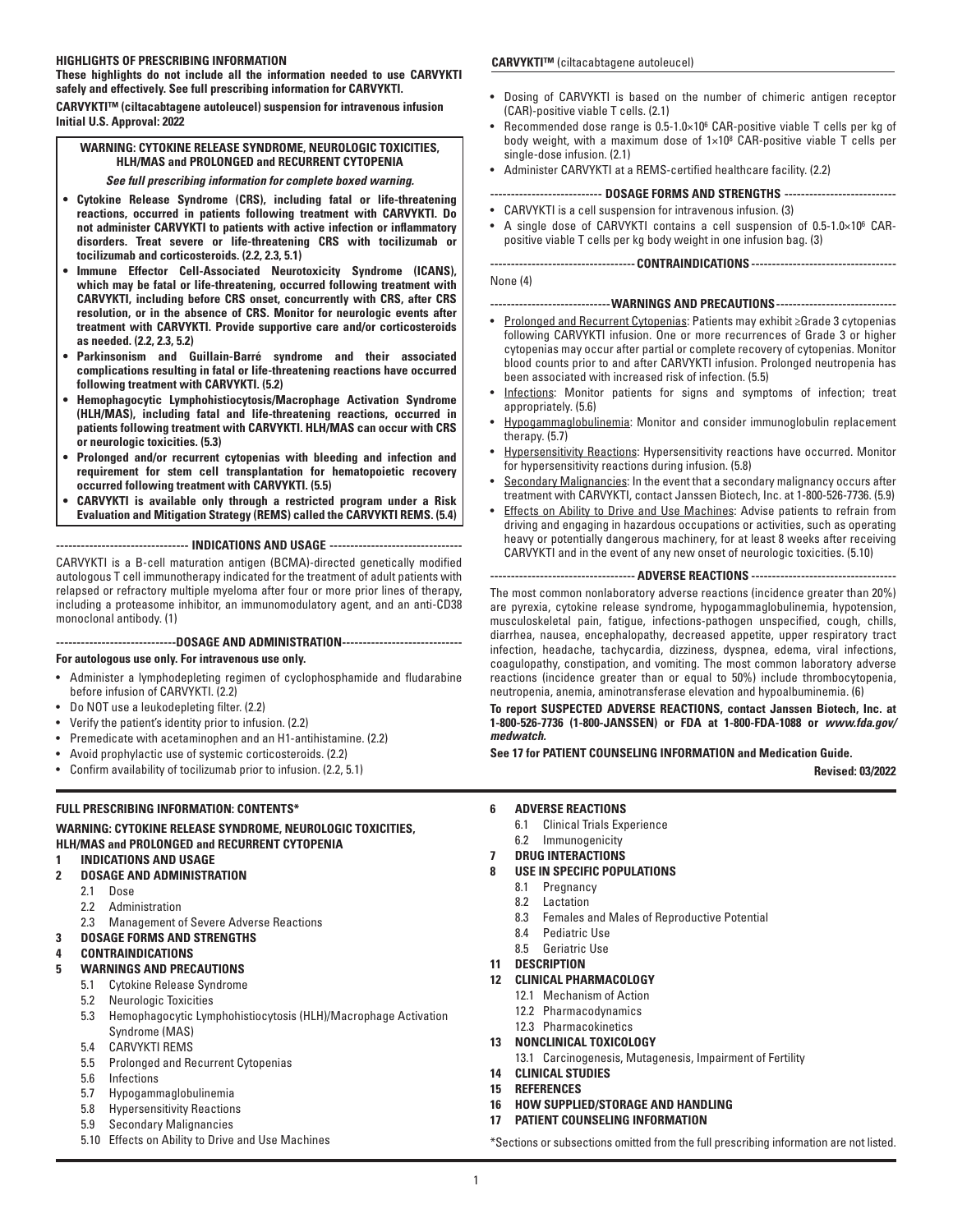**HIGHLIGHTS OF PRESCRIBING INFORMATION**

**These highlights do not include all the information needed to use CARVYKTI safely and effectively. See full prescribing information for CARVYKTI.**

**CARVYKTI™ (ciltacabtagene autoleucel) suspension for intravenous infusion**
**Initial U.S. Approval: 2022**

**WARNING: CYTOKINE RELEASE SYNDROME, NEUROLOGIC TOXICITIES, HLH/MAS and PROLONGED and RECURRENT CYTOPENIA**

***See full prescribing information for complete boxed warning.***

- **Cytokine Release Syndrome (CRS), including fatal or life-threatening reactions, occurred in patients following treatment with CARVYKTI. Do not administer CARVYKTI to patients with active infection or inflammatory disorders. Treat severe or life-threatening CRS with tocilizumab or tocilizumab and corticosteroids. (2.2, 2.3, 5.1)**
- **Immune Effector Cell-Associated Neurotoxicity Syndrome (ICANS), which may be fatal or life-threatening, occurred following treatment with CARVYKTI, including before CRS onset, concurrently with CRS, after CRS resolution, or in the absence of CRS. Monitor for neurologic events after treatment with CARVYKTI. Provide supportive care and/or corticosteroids as needed. (2.2, 2.3, 5.2)**
- **Parkinsonism and Guillain-Barré syndrome and their associated complications resulting in fatal or life-threatening reactions have occurred following treatment with CARVYKTI. (5.2)**
- **Hemophagocytic Lymphohistiocytosis/Macrophage Activation Syndrome (HLH/MAS), including fatal and life-threatening reactions, occurred in patients following treatment with CARVYKTI. HLH/MAS can occur with CRS or neurologic toxicities. (5.3)**
- **Prolonged and/or recurrent cytopenias with bleeding and infection and requirement for stem cell transplantation for hematopoietic recovery occurred following treatment with CARVYKTI. (5.5)**
- **CARVYKTI is available only through a restricted program under a Risk Evaluation and Mitigation Strategy (REMS) called the CARVYKTI REMS. (5.4)**

**--------------------------------- INDICATIONS AND USAGE ---------------------------------**

CARVYKTI is a B-cell maturation antigen (BCMA)-directed genetically modified autologous T cell immunotherapy indicated for the treatment of adult patients with relapsed or refractory multiple myeloma after four or more prior lines of therapy, including a proteasome inhibitor, an immunomodulatory agent, and an anti-CD38 monoclonal antibody. (1)

**------------------------------DOSAGE AND ADMINISTRATION------------------------------**

**For autologous use only. For intravenous use only.**

- Administer a lymphodepleting regimen of cyclophosphamide and fludarabine before infusion of CARVYKTI. (2.2)
- Do NOT use a leukodepleting filter. (2.2)
- Verify the patient's identity prior to infusion. (2.2)
- Premedicate with acetaminophen and an H1-antihistamine. (2.2)
- Avoid prophylactic use of systemic corticosteroids. (2.2)
- Confirm availability of tocilizumab prior to infusion. (2.2, 5.1)
- Dosing of CARVYKTI is based on the number of chimeric antigen receptor (CAR)-positive viable T cells. (2.1)
- Recommended dose range is $0.5\text{-}1.0\times10^6$ CAR-positive viable T cells per kg of body weight, with a maximum dose of $1\times10^8$ CAR-positive viable T cells per single-dose infusion. (2.1)
- Administer CARVYKTI at a REMS-certified healthcare facility. (2.2)

**---------------------------- DOSAGE FORMS AND STRENGTHS ----------------------------**

- CARVYKTI is a cell suspension for intravenous infusion. (3)
- A single dose of CARVYKTI contains a cell suspension of $0.5\text{-}1.0\times10^6$ CAR-positive viable T cells per kg body weight in one infusion bag. (3)

**------------------------------------ CONTRAINDICATIONS ------------------------------------**

None (4)

**------------------------------ WARNINGS AND PRECAUTIONS ------------------------------**

- Prolonged and Recurrent Cytopenias: Patients may exhibit ≥Grade 3 cytopenias following CARVYKTI infusion. One or more recurrences of Grade 3 or higher cytopenias may occur after partial or complete recovery of cytopenias. Monitor blood counts prior to and after CARVYKTI infusion. Prolonged neutropenia has been associated with increased risk of infection. (5.5)
- Infections: Monitor patients for signs and symptoms of infection; treat appropriately. (5.6)
- Hypogammaglobulinemia: Monitor and consider immunoglobulin replacement therapy. (5.7)
- Hypersensitivity Reactions: Hypersensitivity reactions have occurred. Monitor for hypersensitivity reactions during infusion. (5.8)
- Secondary Malignancies: In the event that a secondary malignancy occurs after treatment with CARVYKTI, contact Janssen Biotech, Inc. at 1-800-526-7736. (5.9)
- Effects on Ability to Drive and Use Machines: Advise patients to refrain from driving and engaging in hazardous occupations or activities, such as operating heavy or potentially dangerous machinery, for at least 8 weeks after receiving CARVYKTI and in the event of any new onset of neurologic toxicities. (5.10)

**------------------------------------ ADVERSE REACTIONS ------------------------------------**

The most common nonlaboratory adverse reactions (incidence greater than 20%) are pyrexia, cytokine release syndrome, hypogammaglobulinemia, hypotension, musculoskeletal pain, fatigue, infections-pathogen unspecified, cough, chills, diarrhea, nausea, encephalopathy, decreased appetite, upper respiratory tract infection, headache, tachycardia, dizziness, dyspnea, edema, viral infections, coagulopathy, constipation, and vomiting. The most common laboratory adverse reactions (incidence greater than or equal to 50%) include thrombocytopenia, neutropenia, anemia, aminotransferase elevation and hypoalbuminemia. (6)

**To report SUSPECTED ADVERSE REACTIONS, contact Janssen Biotech, Inc. at 1-800-526-7736 (1-800-JANSSEN) or FDA at 1-800-FDA-1088 or *www.fda.gov/medwatch.***

**See 17 for PATIENT COUNSELING INFORMATION and Medication Guide.**

**Revised: 03/2022**

**FULL PRESCRIBING INFORMATION: CONTENTS\***

**WARNING: CYTOKINE RELEASE SYNDROME, NEUROLOGIC TOXICITIES, HLH/MAS and PROLONGED and RECURRENT CYTOPENIA**

**1 INDICATIONS AND USAGE**

**2 DOSAGE AND ADMINISTRATION**
- 2.1 Dose
- 2.2 Administration
- 2.3 Management of Severe Adverse Reactions

**3 DOSAGE FORMS AND STRENGTHS**

**4 CONTRAINDICATIONS**

**5 WARNINGS AND PRECAUTIONS**
- 5.1 Cytokine Release Syndrome
- 5.2 Neurologic Toxicities
- 5.3 Hemophagocytic Lymphohistiocytosis (HLH)/Macrophage Activation Syndrome (MAS)
- 5.4 CARVYKTI REMS
- 5.5 Prolonged and Recurrent Cytopenias
- 5.6 Infections
- 5.7 Hypogammaglobulinemia
- 5.8 Hypersensitivity Reactions
- 5.9 Secondary Malignancies
- 5.10 Effects on Ability to Drive and Use Machines

**6 ADVERSE REACTIONS**
- 6.1 Clinical Trials Experience
- 6.2 Immunogenicity

**7 DRUG INTERACTIONS**

**8 USE IN SPECIFIC POPULATIONS**
- 8.1 Pregnancy
- 8.2 Lactation
- 8.3 Females and Males of Reproductive Potential
- 8.4 Pediatric Use
- 8.5 Geriatric Use

**11 DESCRIPTION**

**12 CLINICAL PHARMACOLOGY**
- 12.1 Mechanism of Action
- 12.2 Pharmacodynamics
- 12.3 Pharmacokinetics

**13 NONCLINICAL TOXICOLOGY**
- 13.1 Carcinogenesis, Mutagenesis, Impairment of Fertility

**14 CLINICAL STUDIES**

**15 REFERENCES**

**16 HOW SUPPLIED/STORAGE AND HANDLING**

**17 PATIENT COUNSELING INFORMATION**

\*Sections or subsections omitted from the full prescribing information are not listed.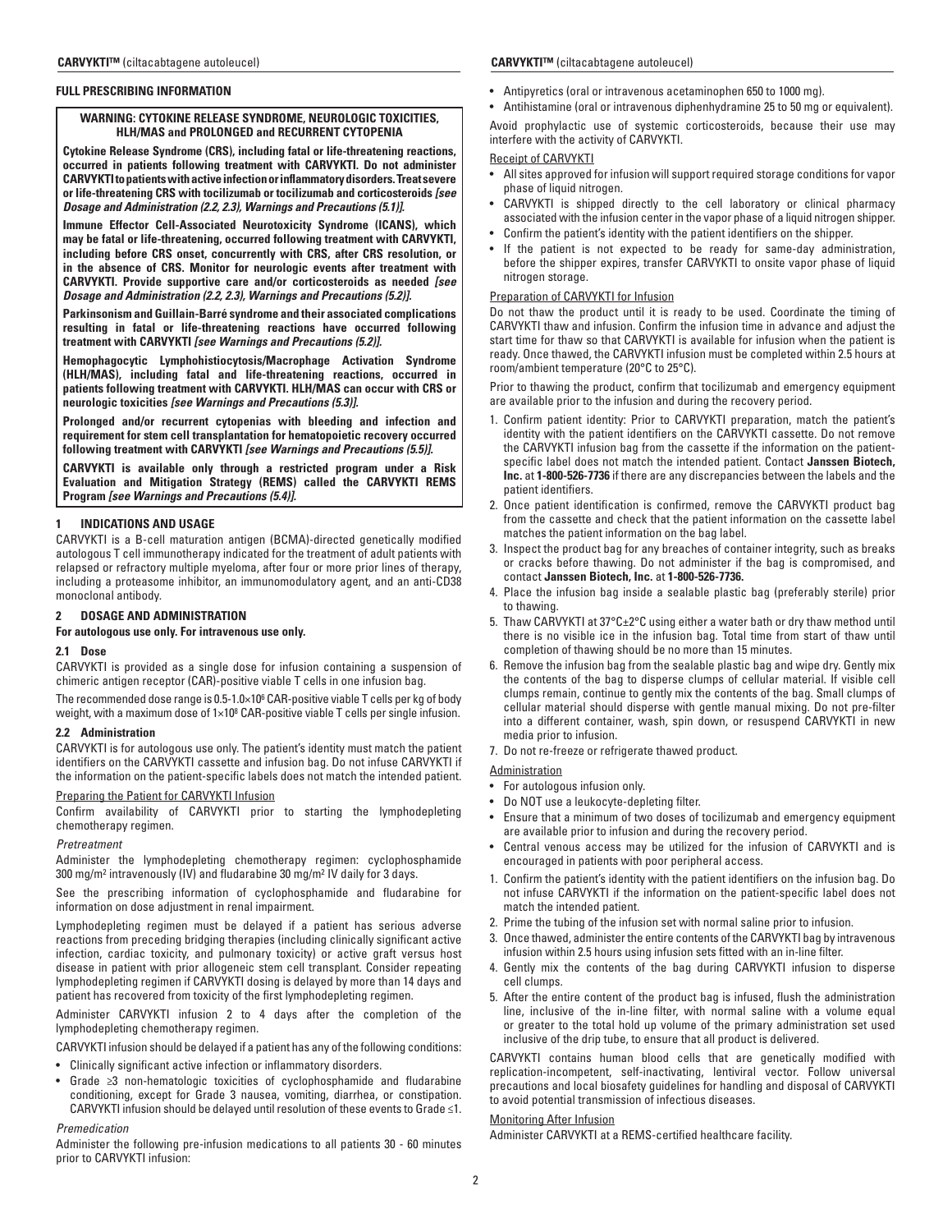## FULL PRESCRIBING INFORMATION

**WARNING: CYTOKINE RELEASE SYNDROME, NEUROLOGIC TOXICITIES, HLH/MAS and PROLONGED and RECURRENT CYTOPENIA**

**Cytokine Release Syndrome (CRS), including fatal or life-threatening reactions, occurred in patients following treatment with CARVYKTI. Do not administer CARVYKTI to patients with active infection or inflammatory disorders. Treat severe or life-threatening CRS with tocilizumab or tocilizumab and corticosteroids *[see Dosage and Administration (2.2, 2.3), Warnings and Precautions (5.1)]*.**

**Immune Effector Cell-Associated Neurotoxicity Syndrome (ICANS), which may be fatal or life-threatening, occurred following treatment with CARVYKTI, including before CRS onset, concurrently with CRS, after CRS resolution, or in the absence of CRS. Monitor for neurologic events after treatment with CARVYKTI. Provide supportive care and/or corticosteroids as needed *[see Dosage and Administration (2.2, 2.3), Warnings and Precautions (5.2)]*.**

**Parkinsonism and Guillain-Barré syndrome and their associated complications resulting in fatal or life-threatening reactions have occurred following treatment with CARVYKTI *[see Warnings and Precautions (5.2)]*.**

**Hemophagocytic Lymphohistiocytosis/Macrophage Activation Syndrome (HLH/MAS), including fatal and life-threatening reactions, occurred in patients following treatment with CARVYKTI. HLH/MAS can occur with CRS or neurologic toxicities *[see Warnings and Precautions (5.3)]*.**

**Prolonged and/or recurrent cytopenias with bleeding and infection and requirement for stem cell transplantation for hematopoietic recovery occurred following treatment with CARVYKTI *[see Warnings and Precautions (5.5)]*.**

**CARVYKTI is available only through a restricted program under a Risk Evaluation and Mitigation Strategy (REMS) called the CARVYKTI REMS Program *[see Warnings and Precautions (5.4)]*.**

## 1 INDICATIONS AND USAGE

CARVYKTI is a B-cell maturation antigen (BCMA)-directed genetically modified autologous T cell immunotherapy indicated for the treatment of adult patients with relapsed or refractory multiple myeloma, after four or more prior lines of therapy, including a proteasome inhibitor, an immunomodulatory agent, and an anti-CD38 monoclonal antibody.

## 2 DOSAGE AND ADMINISTRATION

**For autologous use only. For intravenous use only.**

### 2.1 Dose

CARVYKTI is provided as a single dose for infusion containing a suspension of chimeric antigen receptor (CAR)-positive viable T cells in one infusion bag.

The recommended dose range is 0.5-1.0×$10^6$ CAR-positive viable T cells per kg of body weight, with a maximum dose of 1×$10^8$ CAR-positive viable T cells per single infusion.

### 2.2 Administration

CARVYKTI is for autologous use only. The patient's identity must match the patient identifiers on the CARVYKTI cassette and infusion bag. Do not infuse CARVYKTI if the information on the patient-specific labels does not match the intended patient.

Preparing the Patient for CARVYKTI Infusion

Confirm availability of CARVYKTI prior to starting the lymphodepleting chemotherapy regimen.

*Pretreatment*

Administer the lymphodepleting chemotherapy regimen: cyclophosphamide 300 mg/m$^2$ intravenously (IV) and fludarabine 30 mg/m$^2$ IV daily for 3 days.

See the prescribing information of cyclophosphamide and fludarabine for information on dose adjustment in renal impairment.

Lymphodepleting regimen must be delayed if a patient has serious adverse reactions from preceding bridging therapies (including clinically significant active infection, cardiac toxicity, and pulmonary toxicity) or active graft versus host disease in patient with prior allogeneic stem cell transplant. Consider repeating lymphodepleting regimen if CARVYKTI dosing is delayed by more than 14 days and patient has recovered from toxicity of the first lymphodepleting regimen.

Administer CARVYKTI infusion 2 to 4 days after the completion of the lymphodepleting chemotherapy regimen.

CARVYKTI infusion should be delayed if a patient has any of the following conditions:

- Clinically significant active infection or inflammatory disorders.
- Grade ≥3 non-hematologic toxicities of cyclophosphamide and fludarabine conditioning, except for Grade 3 nausea, vomiting, diarrhea, or constipation. CARVYKTI infusion should be delayed until resolution of these events to Grade ≤1.

*Premedication*

Administer the following pre-infusion medications to all patients 30 - 60 minutes prior to CARVYKTI infusion:

- Antipyretics (oral or intravenous acetaminophen 650 to 1000 mg).
- Antihistamine (oral or intravenous diphenhydramine 25 to 50 mg or equivalent).

Avoid prophylactic use of systemic corticosteroids, because their use may interfere with the activity of CARVYKTI.

Receipt of CARVYKTI

- All sites approved for infusion will support required storage conditions for vapor phase of liquid nitrogen.
- CARVYKTI is shipped directly to the cell laboratory or clinical pharmacy associated with the infusion center in the vapor phase of a liquid nitrogen shipper.
- Confirm the patient's identity with the patient identifiers on the shipper.
- If the patient is not expected to be ready for same-day administration, before the shipper expires, transfer CARVYKTI to onsite vapor phase of liquid nitrogen storage.

Preparation of CARVYKTI for Infusion

Do not thaw the product until it is ready to be used. Coordinate the timing of CARVYKTI thaw and infusion. Confirm the infusion time in advance and adjust the start time for thaw so that CARVYKTI is available for infusion when the patient is ready. Once thawed, the CARVYKTI infusion must be completed within 2.5 hours at room/ambient temperature (20°C to 25°C).

Prior to thawing the product, confirm that tocilizumab and emergency equipment are available prior to the infusion and during the recovery period.

1. Confirm patient identity: Prior to CARVYKTI preparation, match the patient's identity with the patient identifiers on the CARVYKTI cassette. Do not remove the CARVYKTI infusion bag from the cassette if the information on the patient-specific label does not match the intended patient. Contact **Janssen Biotech, Inc.** at **1-800-526-7736** if there are any discrepancies between the labels and the patient identifiers.
2. Once patient identification is confirmed, remove the CARVYKTI product bag from the cassette and check that the patient information on the cassette label matches the patient information on the bag label.
3. Inspect the product bag for any breaches of container integrity, such as breaks or cracks before thawing. Do not administer if the bag is compromised, and contact **Janssen Biotech, Inc.** at **1-800-526-7736.**
4. Place the infusion bag inside a sealable plastic bag (preferably sterile) prior to thawing.
5. Thaw CARVYKTI at 37°C±2°C using either a water bath or dry thaw method until there is no visible ice in the infusion bag. Total time from start of thaw until completion of thawing should be no more than 15 minutes.
6. Remove the infusion bag from the sealable plastic bag and wipe dry. Gently mix the contents of the bag to disperse clumps of cellular material. If visible cell clumps remain, continue to gently mix the contents of the bag. Small clumps of cellular material should disperse with gentle manual mixing. Do not pre-filter into a different container, wash, spin down, or resuspend CARVYKTI in new media prior to infusion.
7. Do not re-freeze or refrigerate thawed product.

Administration

- For autologous infusion only.
- Do NOT use a leukocyte-depleting filter.
- Ensure that a minimum of two doses of tocilizumab and emergency equipment are available prior to infusion and during the recovery period.
- Central venous access may be utilized for the infusion of CARVYKTI and is encouraged in patients with poor peripheral access.

1. Confirm the patient's identity with the patient identifiers on the infusion bag. Do not infuse CARVYKTI if the information on the patient-specific label does not match the intended patient.
2. Prime the tubing of the infusion set with normal saline prior to infusion.
3. Once thawed, administer the entire contents of the CARVYKTI bag by intravenous infusion within 2.5 hours using infusion sets fitted with an in-line filter.
4. Gently mix the contents of the bag during CARVYKTI infusion to disperse cell clumps.
5. After the entire content of the product bag is infused, flush the administration line, inclusive of the in-line filter, with normal saline with a volume equal or greater to the total hold up volume of the primary administration set used inclusive of the drip tube, to ensure that all product is delivered.

CARVYKTI contains human blood cells that are genetically modified with replication-incompetent, self-inactivating, lentiviral vector. Follow universal precautions and local biosafety guidelines for handling and disposal of CARVYKTI to avoid potential transmission of infectious diseases.

Monitoring After Infusion

Administer CARVYKTI at a REMS-certified healthcare facility.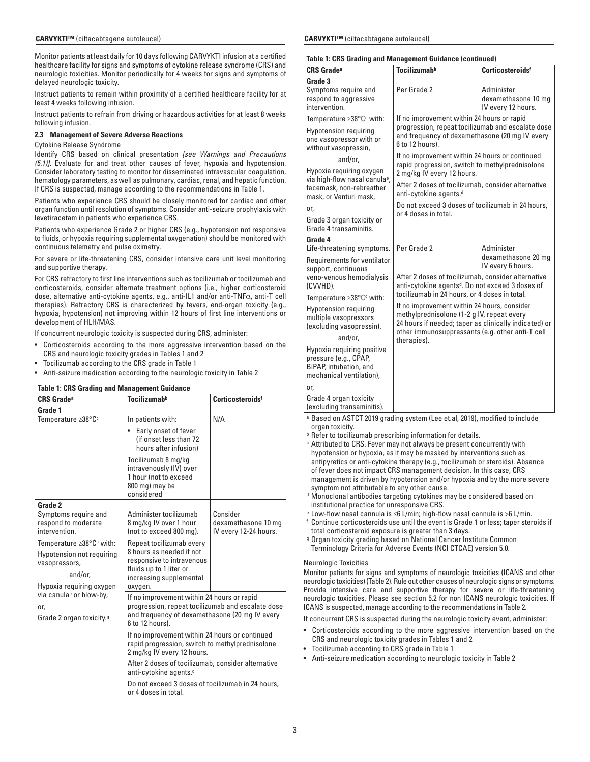Monitor patients at least daily for 10 days following CARVYKTI infusion at a certified healthcare facility for signs and symptoms of cytokine release syndrome (CRS) and neurologic toxicities. Monitor periodically for 4 weeks for signs and symptoms of delayed neurologic toxicity.

Instruct patients to remain within proximity of a certified healthcare facility for at least 4 weeks following infusion.

Instruct patients to refrain from driving or hazardous activities for at least 8 weeks following infusion.

### 2.3 Management of Severe Adverse Reactions

Cytokine Release Syndrome

Identify CRS based on clinical presentation *[see Warnings and Precautions (5.1)]*. Evaluate for and treat other causes of fever, hypoxia and hypotension. Consider laboratory testing to monitor for disseminated intravascular coagulation, hematology parameters, as well as pulmonary, cardiac, renal, and hepatic function. If CRS is suspected, manage according to the recommendations in Table 1.

Patients who experience CRS should be closely monitored for cardiac and other organ function until resolution of symptoms. Consider anti-seizure prophylaxis with levetiracetam in patients who experience CRS.

Patients who experience Grade 2 or higher CRS (e.g., hypotension not responsive to fluids, or hypoxia requiring supplemental oxygenation) should be monitored with continuous telemetry and pulse oximetry.

For severe or life-threatening CRS, consider intensive care unit level monitoring and supportive therapy.

For CRS refractory to first line interventions such as tocilizumab or tocilizumab and corticosteroids, consider alternate treatment options (i.e., higher corticosteroid dose, alternative anti-cytokine agents, e.g., anti-IL1 and/or anti-TNFα, anti-T cell therapies). Refractory CRS is characterized by fevers, end-organ toxicity (e.g., hypoxia, hypotension) not improving within 12 hours of first line interventions or development of HLH/MAS.

If concurrent neurologic toxicity is suspected during CRS, administer:

- Corticosteroids according to the more aggressive intervention based on the CRS and neurologic toxicity grades in Tables 1 and 2
- Tocilizumab according to the CRS grade in Table 1
- Anti-seizure medication according to the neurologic toxicity in Table 2

**Table 1: CRS Grading and Management Guidance**

| CRS Grade[a] | Tocilizumab[b] | Corticosteroids[f] |
|---|---|---|
| **Grade 1**<br>Temperature ≥38°C[c] | In patients with:<br>• Early onset of fever (if onset less than 72 hours after infusion)<br>Tocilizumab 8 mg/kg intravenously (IV) over 1 hour (not to exceed 800 mg) may be considered | N/A |
| **Grade 2**<br>Symptoms require and respond to moderate intervention.<br>Temperature ≥38°C[c] with:<br>Hypotension not requiring vasopressors,<br>and/or,<br>Hypoxia requiring oxygen via canula[e] or blow-by,<br>or,<br>Grade 2 organ toxicity.[g] | Administer tocilizumab 8 mg/kg IV over 1 hour (not to exceed 800 mg).<br>Repeat tocilizumab every 8 hours as needed if not responsive to intravenous fluids up to 1 liter or increasing supplemental oxygen. | Consider dexamethasone 10 mg IV every 12-24 hours. |
| | If no improvement within 24 hours or rapid progression, repeat tocilizumab and escalate dose and frequency of dexamethasone (20 mg IV every 6 to 12 hours).<br>If no improvement within 24 hours or continued rapid progression, switch to methylprednisolone 2 mg/kg IV every 12 hours.<br>After 2 doses of tocilizumab, consider alternative anti-cytokine agents.[d]<br>Do not exceed 3 doses of tocilizumab in 24 hours, or 4 doses in total. | |
| **Grade 3**<br>Symptoms require and respond to aggressive intervention.<br>Temperature ≥38°C[c] with:<br>Hypotension requiring one vasopressor with or without vasopressin,<br>and/or,<br>Hypoxia requiring oxygen via high-flow nasal canula[e], facemask, non-rebreather mask, or Venturi mask,<br>or,<br>Grade 3 organ toxicity or Grade 4 transaminitis. | Per Grade 2 | Administer dexamethasone 10 mg IV every 12 hours. |
| | If no improvement within 24 hours or rapid progression, repeat tocilizumab and escalate dose and frequency of dexamethasone (20 mg IV every 6 to 12 hours).<br>If no improvement within 24 hours or continued rapid progression, switch to methylprednisolone 2 mg/kg IV every 12 hours.<br>After 2 doses of tocilizumab, consider alternative anti-cytokine agents.[d]<br>Do not exceed 3 doses of tocilizumab in 24 hours, or 4 doses in total. | |
| **Grade 4**<br>Life-threatening symptoms.<br>Requirements for ventilator support, continuous veno-venous hemodialysis (CVVHD).<br>Temperature ≥38°C[c] with:<br>Hypotension requiring multiple vasopressors (excluding vasopressin),<br>and/or,<br>Hypoxia requiring positive pressure (e.g., CPAP, BiPAP, intubation, and mechanical ventilation),<br>or,<br>Grade 4 organ toxicity (excluding transaminitis). | Per Grade 2 | Administer dexamethasone 20 mg IV every 6 hours. |
| | After 2 doses of tocilizumab, consider alternative anti-cytokine agents[d]. Do not exceed 3 doses of tocilizumab in 24 hours, or 4 doses in total.<br>If no improvement within 24 hours, consider methylprednisolone (1-2 g IV, repeat every 24 hours if needed; taper as clinically indicated) or other immunosuppressants (e.g. other anti-T cell therapies). | |

[a] Based on ASTCT 2019 grading system (Lee et.al, 2019), modified to include organ toxicity.
[b] Refer to tocilizumab prescribing information for details.
[c] Attributed to CRS. Fever may not always be present concurrently with hypotension or hypoxia, as it may be masked by interventions such as antipyretics or anti-cytokine therapy (e.g., tocilizumab or steroids). Absence of fever does not impact CRS management decision. In this case, CRS management is driven by hypotension and/or hypoxia and by the more severe symptom not attributable to any other cause.
[d] Monoclonal antibodies targeting cytokines may be considered based on institutional practice for unresponsive CRS.
[e] Low-flow nasal cannula is ≤6 L/min; high-flow nasal cannula is >6 L/min.
[f] Continue corticosteroids use until the event is Grade 1 or less; taper steroids if total corticosteroid exposure is greater than 3 days.
[g] Organ toxicity grading based on National Cancer Institute Common Terminology Criteria for Adverse Events (NCI CTCAE) version 5.0.

Neurologic Toxicities

Monitor patients for signs and symptoms of neurologic toxicities (ICANS and other neurologic toxicities) (Table 2). Rule out other causes of neurologic signs or symptoms. Provide intensive care and supportive therapy for severe or life-threatening neurologic toxicities. Please see section 5.2 for non ICANS neurologic toxicities. If ICANS is suspected, manage according to the recommendations in Table 2.

If concurrent CRS is suspected during the neurologic toxicity event, administer:

- Corticosteroids according to the more aggressive intervention based on the CRS and neurologic toxicity grades in Tables 1 and 2
- Tocilizumab according to CRS grade in Table 1
- Anti-seizure medication according to neurologic toxicity in Table 2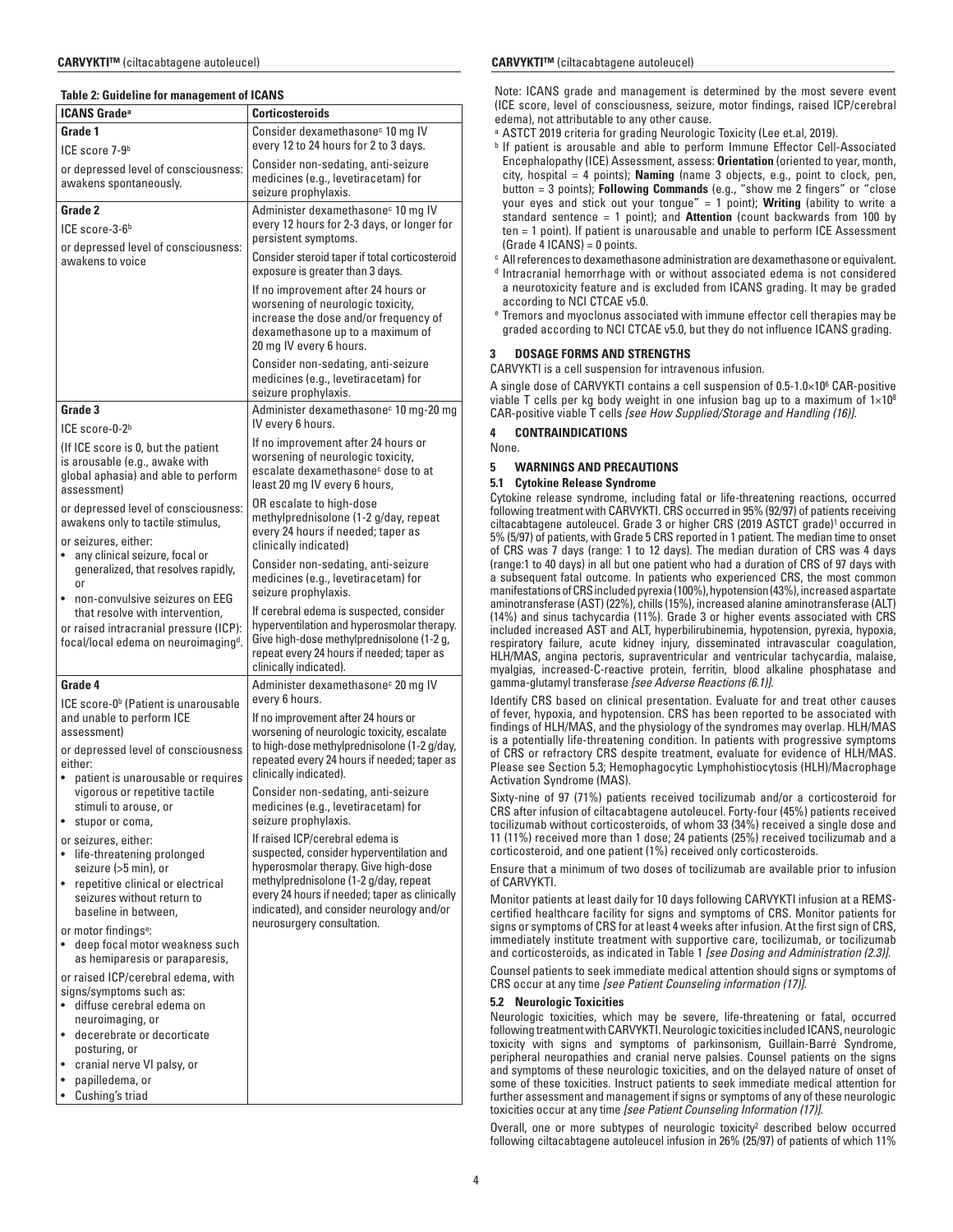**Table 2: Guideline for management of ICANS**

| ICANS Grade[a] | Corticosteroids |
|---|---|
| **Grade 1**<br>ICE score 7-9[b]<br>or depressed level of consciousness: awakens spontaneously. | Consider dexamethasone[c] 10 mg IV every 12 to 24 hours for 2 to 3 days.<br>Consider non-sedating, anti-seizure medicines (e.g., levetiracetam) for seizure prophylaxis. |
| **Grade 2**<br>ICE score-3-6[b]<br>or depressed level of consciousness: awakens to voice | Administer dexamethasone[c] 10 mg IV every 12 hours for 2-3 days, or longer for persistent symptoms.<br>Consider steroid taper if total corticosteroid exposure is greater than 3 days.<br>If no improvement after 24 hours or worsening of neurologic toxicity, increase the dose and/or frequency of dexamethasone up to a maximum of 20 mg IV every 6 hours.<br>Consider non-sedating, anti-seizure medicines (e.g., levetiracetam) for seizure prophylaxis. |
| **Grade 3**<br>ICE score-0-2[b]<br>(If ICE score is 0, but the patient is arousable (e.g., awake with global aphasia) and able to perform assessment)<br>or depressed level of consciousness: awakens only to tactile stimulus,<br>or seizures, either:<br>• any clinical seizure, focal or generalized, that resolves rapidly, or<br>• non-convulsive seizures on EEG that resolve with intervention,<br>or raised intracranial pressure (ICP): focal/local edema on neuroimaging[d]. | Administer dexamethasone[c] 10 mg-20 mg IV every 6 hours.<br>If no improvement after 24 hours or worsening of neurologic toxicity, escalate dexamethasone[c] dose to at least 20 mg IV every 6 hours,<br>OR escalate to high-dose methylprednisolone (1-2 g/day, repeat every 24 hours if needed; taper as clinically indicated)<br>Consider non-sedating, anti-seizure medicines (e.g., levetiracetam) for seizure prophylaxis.<br>If cerebral edema is suspected, consider hyperventilation and hyperosmolar therapy. Give high-dose methylprednisolone (1-2 g, repeat every 24 hours if needed; taper as clinically indicated). |
| **Grade 4**<br>ICE score-0[b] (Patient is unarousable and unable to perform ICE assessment)<br>or depressed level of consciousness either:<br>• patient is unarousable or requires vigorous or repetitive tactile stimuli to arouse, or<br>• stupor or coma,<br>or seizures, either:<br>• life-threatening prolonged seizure (>5 min), or<br>• repetitive clinical or electrical seizures without return to baseline in between,<br>or motor findings[e]:<br>• deep focal motor weakness such as hemiparesis or paraparesis,<br>or raised ICP/cerebral edema, with signs/symptoms such as:<br>• diffuse cerebral edema on neuroimaging, or<br>• decerebrate or decorticate posturing, or<br>• cranial nerve VI palsy, or<br>• papilledema, or<br>• Cushing's triad | Administer dexamethasone[c] 20 mg IV every 6 hours.<br>If no improvement after 24 hours or worsening of neurologic toxicity, escalate to high-dose methylprednisolone (1-2 g/day, repeated every 24 hours if needed; taper as clinically indicated).<br>Consider non-sedating, anti-seizure medicines (e.g., levetiracetam) for seizure prophylaxis.<br>If raised ICP/cerebral edema is suspected, consider hyperventilation and hyperosmolar therapy. Give high-dose methylprednisolone (1-2 g/day, repeat every 24 hours if needed; taper as clinically indicated), and consider neurology and/or neurosurgery consultation. |

Note: ICANS grade and management is determined by the most severe event (ICE score, level of consciousness, seizure, motor findings, raised ICP/cerebral edema), not attributable to any other cause.

[a] ASTCT 2019 criteria for grading Neurologic Toxicity (Lee et.al, 2019).

[b] If patient is arousable and able to perform Immune Effector Cell-Associated Encephalopathy (ICE) Assessment, assess: **Orientation** (oriented to year, month, city, hospital = 4 points); **Naming** (name 3 objects, e.g., point to clock, pen, button = 3 points); **Following Commands** (e.g., "show me 2 fingers" or "close your eyes and stick out your tongue" = 1 point); **Writing** (ability to write a standard sentence = 1 point); and **Attention** (count backwards from 100 by ten = 1 point). If patient is unarousable and unable to perform ICE Assessment (Grade 4 ICANS) = 0 points.

[c] All references to dexamethasone administration are dexamethasone or equivalent.

[d] Intracranial hemorrhage with or without associated edema is not considered a neurotoxicity feature and is excluded from ICANS grading. It may be graded according to NCI CTCAE v5.0.

[e] Tremors and myoclonus associated with immune effector cell therapies may be graded according to NCI CTCAE v5.0, but they do not influence ICANS grading.

## 3 DOSAGE FORMS AND STRENGTHS

CARVYKTI is a cell suspension for intravenous infusion.

A single dose of CARVYKTI contains a cell suspension of $0.5\text{-}1.0\times10^6$ CAR-positive viable T cells per kg body weight in one infusion bag up to a maximum of $1\times10^8$ CAR-positive viable T cells *[see How Supplied/Storage and Handling (16)]*.

## 4 CONTRAINDICATIONS

None.

## 5 WARNINGS AND PRECAUTIONS

### 5.1 Cytokine Release Syndrome

Cytokine release syndrome, including fatal or life-threatening reactions, occurred following treatment with CARVYKTI. CRS occurred in 95% (92/97) of patients receiving ciltacabtagene autoleucel. Grade 3 or higher CRS (2019 ASTCT grade)[1] occurred in 5% (5/97) of patients, with Grade 5 CRS reported in 1 patient. The median time to onset of CRS was 7 days (range: 1 to 12 days). The median duration of CRS was 4 days (range:1 to 40 days) in all but one patient who had a duration of CRS of 97 days with a subsequent fatal outcome. In patients who experienced CRS, the most common manifestations of CRS included pyrexia (100%), hypotension (43%), increased aspartate aminotransferase (AST) (22%), chills (15%), increased alanine aminotransferase (ALT) (14%) and sinus tachycardia (11%). Grade 3 or higher events associated with CRS included increased AST and ALT, hyperbilirubinemia, hypotension, pyrexia, hypoxia, respiratory failure, acute kidney injury, disseminated intravascular coagulation, HLH/MAS, angina pectoris, supraventricular and ventricular tachycardia, malaise, myalgias, increased-C-reactive protein, ferritin, blood alkaline phosphatase and gamma-glutamyl transferase *[see Adverse Reactions (6.1)]*.

Identify CRS based on clinical presentation. Evaluate for and treat other causes of fever, hypoxia, and hypotension. CRS has been reported to be associated with findings of HLH/MAS, and the physiology of the syndromes may overlap. HLH/MAS is a potentially life-threatening condition. In patients with progressive symptoms of CRS or refractory CRS despite treatment, evaluate for evidence of HLH/MAS. Please see Section 5.3; Hemophagocytic Lymphohistiocytosis (HLH)/Macrophage Activation Syndrome (MAS).

Sixty-nine of 97 (71%) patients received tocilizumab and/or a corticosteroid for CRS after infusion of ciltacabtagene autoleucel. Forty-four (45%) patients received tocilizumab without corticosteroids, of whom 33 (34%) received a single dose and 11 (11%) received more than 1 dose; 24 patients (25%) received tocilizumab and a corticosteroid, and one patient (1%) received only corticosteroids.

Ensure that a minimum of two doses of tocilizumab are available prior to infusion of CARVYKTI.

Monitor patients at least daily for 10 days following CARVYKTI infusion at a REMS-certified healthcare facility for signs and symptoms of CRS. Monitor patients for signs or symptoms of CRS for at least 4 weeks after infusion. At the first sign of CRS, immediately institute treatment with supportive care, tocilizumab, or tocilizumab and corticosteroids, as indicated in Table 1 *[see Dosing and Administration (2.3)]*.

Counsel patients to seek immediate medical attention should signs or symptoms of CRS occur at any time *[see Patient Counseling information (17)]*.

### 5.2 Neurologic Toxicities

Neurologic toxicities, which may be severe, life-threatening or fatal, occurred following treatment with CARVYKTI. Neurologic toxicities included ICANS, neurologic toxicity with signs and symptoms of parkinsonism, Guillain-Barré Syndrome, peripheral neuropathies and cranial nerve palsies. Counsel patients on the signs and symptoms of these neurologic toxicities, and on the delayed nature of onset of some of these toxicities. Instruct patients to seek immediate medical attention for further assessment and management if signs or symptoms of any of these neurologic toxicities occur at any time *[see Patient Counseling Information (17)]*.

Overall, one or more subtypes of neurologic toxicity[2] described below occurred following ciltacabtagene autoleucel infusion in 26% (25/97) of patients of which 11%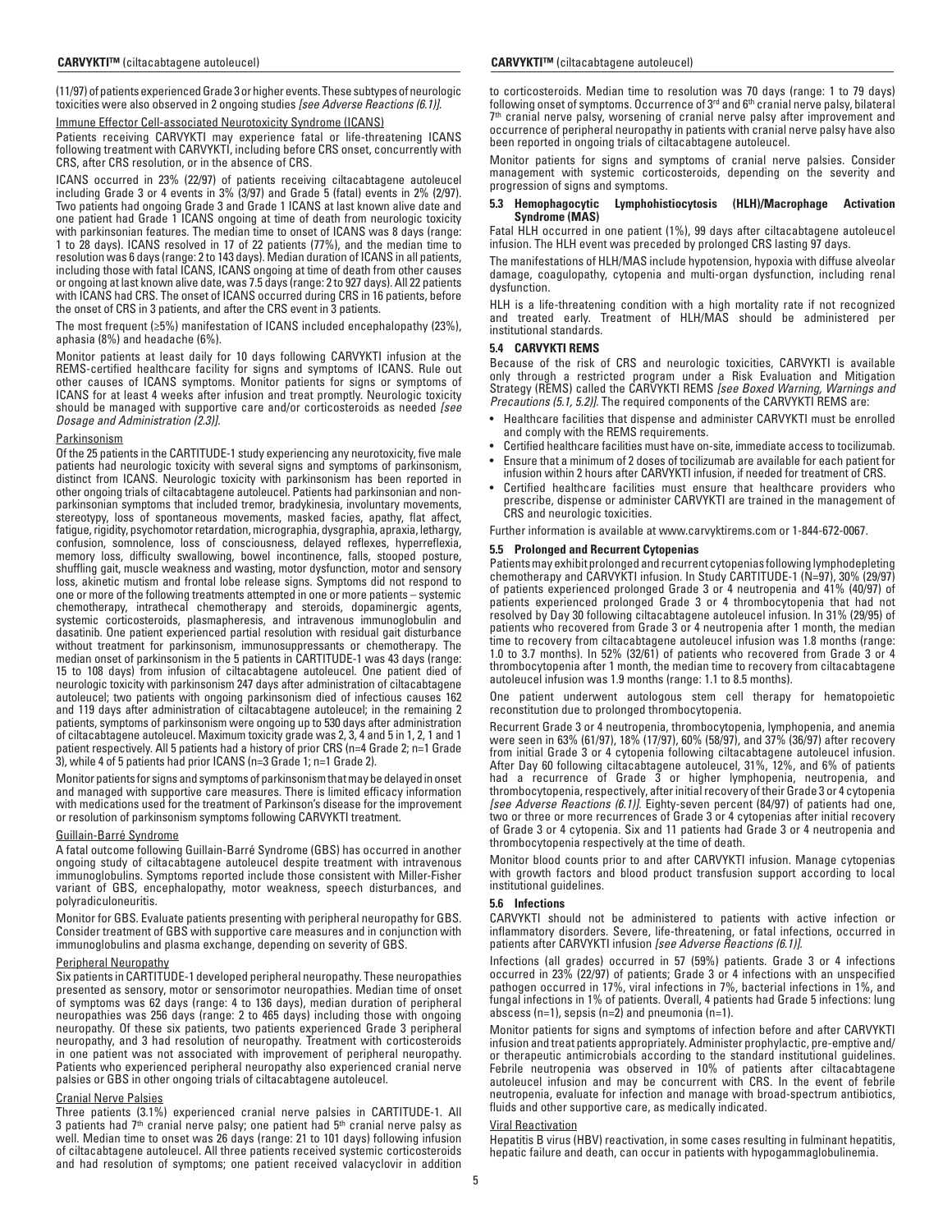(11/97) of patients experienced Grade 3 or higher events. These subtypes of neurologic toxicities were also observed in 2 ongoing studies *[see Adverse Reactions (6.1)]*.

Immune Effector Cell-associated Neurotoxicity Syndrome (ICANS)

Patients receiving CARVYKTI may experience fatal or life-threatening ICANS following treatment with CARVYKTI, including before CRS onset, concurrently with CRS, after CRS resolution, or in the absence of CRS.

ICANS occurred in 23% (22/97) of patients receiving ciltacabtagene autoleucel including Grade 3 or 4 events in 3% (3/97) and Grade 5 (fatal) events in 2% (2/97). Two patients had ongoing Grade 3 and Grade 1 ICANS at last known alive date and one patient had Grade 1 ICANS ongoing at time of death from neurologic toxicity with parkinsonian features. The median time to onset of ICANS was 8 days (range: 1 to 28 days). ICANS resolved in 17 of 22 patients (77%), and the median time to resolution was 6 days (range: 2 to 143 days). Median duration of ICANS in all patients, including those with fatal ICANS, ICANS ongoing at time of death from other causes or ongoing at last known alive date, was 7.5 days (range: 2 to 927 days). All 22 patients with ICANS had CRS. The onset of ICANS occurred during CRS in 16 patients, before the onset of CRS in 3 patients, and after the CRS event in 3 patients.

The most frequent (≥5%) manifestation of ICANS included encephalopathy (23%), aphasia (8%) and headache (6%).

Monitor patients at least daily for 10 days following CARVYKTI infusion at the REMS-certified healthcare facility for signs and symptoms of ICANS. Rule out other causes of ICANS symptoms. Monitor patients for signs or symptoms of ICANS for at least 4 weeks after infusion and treat promptly. Neurologic toxicity should be managed with supportive care and/or corticosteroids as needed *[see Dosage and Administration (2.3)]*.

Parkinsonism

Of the 25 patients in the CARTITUDE-1 study experiencing any neurotoxicity, five male patients had neurologic toxicity with several signs and symptoms of parkinsonism, distinct from ICANS. Neurologic toxicity with parkinsonism has been reported in other ongoing trials of ciltacabtagene autoleucel. Patients had parkinsonian and non-parkinsonian symptoms that included tremor, bradykinesia, involuntary movements, stereotypy, loss of spontaneous movements, masked facies, apathy, flat affect, fatigue, rigidity, psychomotor retardation, micrographia, dysgraphia, apraxia, lethargy, confusion, somnolence, loss of consciousness, delayed reflexes, hyperreflexia, memory loss, difficulty swallowing, bowel incontinence, falls, stooped posture, shuffling gait, muscle weakness and wasting, motor dysfunction, motor and sensory loss, akinetic mutism and frontal lobe release signs. Symptoms did not respond to one or more of the following treatments attempted in one or more patients – systemic chemotherapy, intrathecal chemotherapy and steroids, dopaminergic agents, systemic corticosteroids, plasmapheresis, and intravenous immunoglobulin and dasatinib. One patient experienced partial resolution with residual gait disturbance without treatment for parkinsonism, immunosuppressants or chemotherapy. The median onset of parkinsonism in the 5 patients in CARTITUDE-1 was 43 days (range: 15 to 108 days) from infusion of ciltacabtagene autoleucel. One patient died of neurologic toxicity with parkinsonism 247 days after administration of ciltacabtagene autoleucel; two patients with ongoing parkinsonism died of infectious causes 162 and 119 days after administration of ciltacabtagene autoleucel; in the remaining 2 patients, symptoms of parkinsonism were ongoing up to 530 days after administration of ciltacabtagene autoleucel. Maximum toxicity grade was 2, 3, 4 and 5 in 1, 2, 1 and 1 patient respectively. All 5 patients had a history of prior CRS (n=4 Grade 2; n=1 Grade 3), while 4 of 5 patients had prior ICANS (n=3 Grade 1; n=1 Grade 2).

Monitor patients for signs and symptoms of parkinsonism that may be delayed in onset and managed with supportive care measures. There is limited efficacy information with medications used for the treatment of Parkinson's disease for the improvement or resolution of parkinsonism symptoms following CARVYKTI treatment.

Guillain-Barré Syndrome

A fatal outcome following Guillain-Barré Syndrome (GBS) has occurred in another ongoing study of ciltacabtagene autoleucel despite treatment with intravenous immunoglobulins. Symptoms reported include those consistent with Miller-Fisher variant of GBS, encephalopathy, motor weakness, speech disturbances, and polyradiculoneuritis.

Monitor for GBS. Evaluate patients presenting with peripheral neuropathy for GBS. Consider treatment of GBS with supportive care measures and in conjunction with immunoglobulins and plasma exchange, depending on severity of GBS.

Peripheral Neuropathy

Six patients in CARTITUDE-1 developed peripheral neuropathy. These neuropathies presented as sensory, motor or sensorimotor neuropathies. Median time of onset of symptoms was 62 days (range: 4 to 136 days), median duration of peripheral neuropathies was 256 days (range: 2 to 465 days) including those with ongoing neuropathy. Of these six patients, two patients experienced Grade 3 peripheral neuropathy, and 3 had resolution of neuropathy. Treatment with corticosteroids in one patient was not associated with improvement of peripheral neuropathy. Patients who experienced peripheral neuropathy also experienced cranial nerve palsies or GBS in other ongoing trials of ciltacabtagene autoleucel.

Cranial Nerve Palsies

Three patients (3.1%) experienced cranial nerve palsies in CARTITUDE-1. All 3 patients had 7th cranial nerve palsy; one patient had 5th cranial nerve palsy as well. Median time to onset was 26 days (range: 21 to 101 days) following infusion of ciltacabtagene autoleucel. All three patients received systemic corticosteroids and had resolution of symptoms; one patient received valacyclovir in addition to corticosteroids. Median time to resolution was 70 days (range: 1 to 79 days) following onset of symptoms. Occurrence of 3rd and 6th cranial nerve palsy, bilateral 7th cranial nerve palsy, worsening of cranial nerve palsy after improvement and occurrence of peripheral neuropathy in patients with cranial nerve palsy have also been reported in ongoing trials of ciltacabtagene autoleucel.

Monitor patients for signs and symptoms of cranial nerve palsies. Consider management with systemic corticosteroids, depending on the severity and progression of signs and symptoms.

### 5.3 Hemophagocytic Lymphohistiocytosis (HLH)/Macrophage Activation Syndrome (MAS)

Fatal HLH occurred in one patient (1%), 99 days after ciltacabtagene autoleucel infusion. The HLH event was preceded by prolonged CRS lasting 97 days.

The manifestations of HLH/MAS include hypotension, hypoxia with diffuse alveolar damage, coagulopathy, cytopenia and multi-organ dysfunction, including renal dysfunction.

HLH is a life-threatening condition with a high mortality rate if not recognized and treated early. Treatment of HLH/MAS should be administered per institutional standards.

### 5.4 CARVYKTI REMS

Because of the risk of CRS and neurologic toxicities, CARVYKTI is available only through a restricted program under a Risk Evaluation and Mitigation Strategy (REMS) called the CARVYKTI REMS *[see Boxed Warning, Warnings and Precautions (5.1, 5.2)]*. The required components of the CARVYKTI REMS are:

- Healthcare facilities that dispense and administer CARVYKTI must be enrolled and comply with the REMS requirements.
- Certified healthcare facilities must have on-site, immediate access to tocilizumab.
- Ensure that a minimum of 2 doses of tocilizumab are available for each patient for infusion within 2 hours after CARVYKTI infusion, if needed for treatment of CRS.
- Certified healthcare facilities must ensure that healthcare providers who prescribe, dispense or administer CARVYKTI are trained in the management of CRS and neurologic toxicities.

Further information is available at www.carvyktirems.com or 1-844-672-0067.

### 5.5 Prolonged and Recurrent Cytopenias

Patients may exhibit prolonged and recurrent cytopenias following lymphodepleting chemotherapy and CARVYKTI infusion. In Study CARTITUDE-1 (N=97), 30% (29/97) of patients experienced prolonged Grade 3 or 4 neutropenia and 41% (40/97) of patients experienced prolonged Grade 3 or 4 thrombocytopenia that had not resolved by Day 30 following ciltacabtagene autoleucel infusion. In 31% (29/95) of patients who recovered from Grade 3 or 4 neutropenia after 1 month, the median time to recovery from ciltacabtagene autoleucel infusion was 1.8 months (range: 1.0 to 3.7 months). In 52% (32/61) of patients who recovered from Grade 3 or 4 thrombocytopenia after 1 month, the median time to recovery from ciltacabtagene autoleucel infusion was 1.9 months (range: 1.1 to 8.5 months).

One patient underwent autologous stem cell therapy for hematopoietic reconstitution due to prolonged thrombocytopenia.

Recurrent Grade 3 or 4 neutropenia, thrombocytopenia, lymphopenia, and anemia were seen in 63% (61/97), 18% (17/97), 60% (58/97), and 37% (36/97) after recovery from initial Grade 3 or 4 cytopenia following ciltacabtagene autoleucel infusion. After Day 60 following ciltacabtagene autoleucel, 31%, 12%, and 6% of patients had a recurrence of Grade 3 or higher lymphopenia, neutropenia, and thrombocytopenia, respectively, after initial recovery of their Grade 3 or 4 cytopenia *[see Adverse Reactions (6.1)]*. Eighty-seven percent (84/97) of patients had one, two or three or more recurrences of Grade 3 or 4 cytopenias after initial recovery of Grade 3 or 4 cytopenia. Six and 11 patients had Grade 3 or 4 neutropenia and thrombocytopenia respectively at the time of death.

Monitor blood counts prior to and after CARVYKTI infusion. Manage cytopenias with growth factors and blood product transfusion support according to local institutional guidelines.

### 5.6 Infections

CARVYKTI should not be administered to patients with active infection or inflammatory disorders. Severe, life-threatening, or fatal infections, occurred in patients after CARVYKTI infusion *[see Adverse Reactions (6.1)]*.

Infections (all grades) occurred in 57 (59%) patients. Grade 3 or 4 infections occurred in 23% (22/97) of patients; Grade 3 or 4 infections with an unspecified pathogen occurred in 17%, viral infections in 7%, bacterial infections in 1%, and fungal infections in 1% of patients. Overall, 4 patients had Grade 5 infections: lung abscess (n=1), sepsis (n=2) and pneumonia (n=1).

Monitor patients for signs and symptoms of infection before and after CARVYKTI infusion and treat patients appropriately. Administer prophylactic, pre-emptive and/or therapeutic antimicrobials according to the standard institutional guidelines. Febrile neutropenia was observed in 10% of patients after ciltacabtagene autoleucel infusion and may be concurrent with CRS. In the event of febrile neutropenia, evaluate for infection and manage with broad-spectrum antibiotics, fluids and other supportive care, as medically indicated.

Viral Reactivation

Hepatitis B virus (HBV) reactivation, in some cases resulting in fulminant hepatitis, hepatic failure and death, can occur in patients with hypogammaglobulinemia.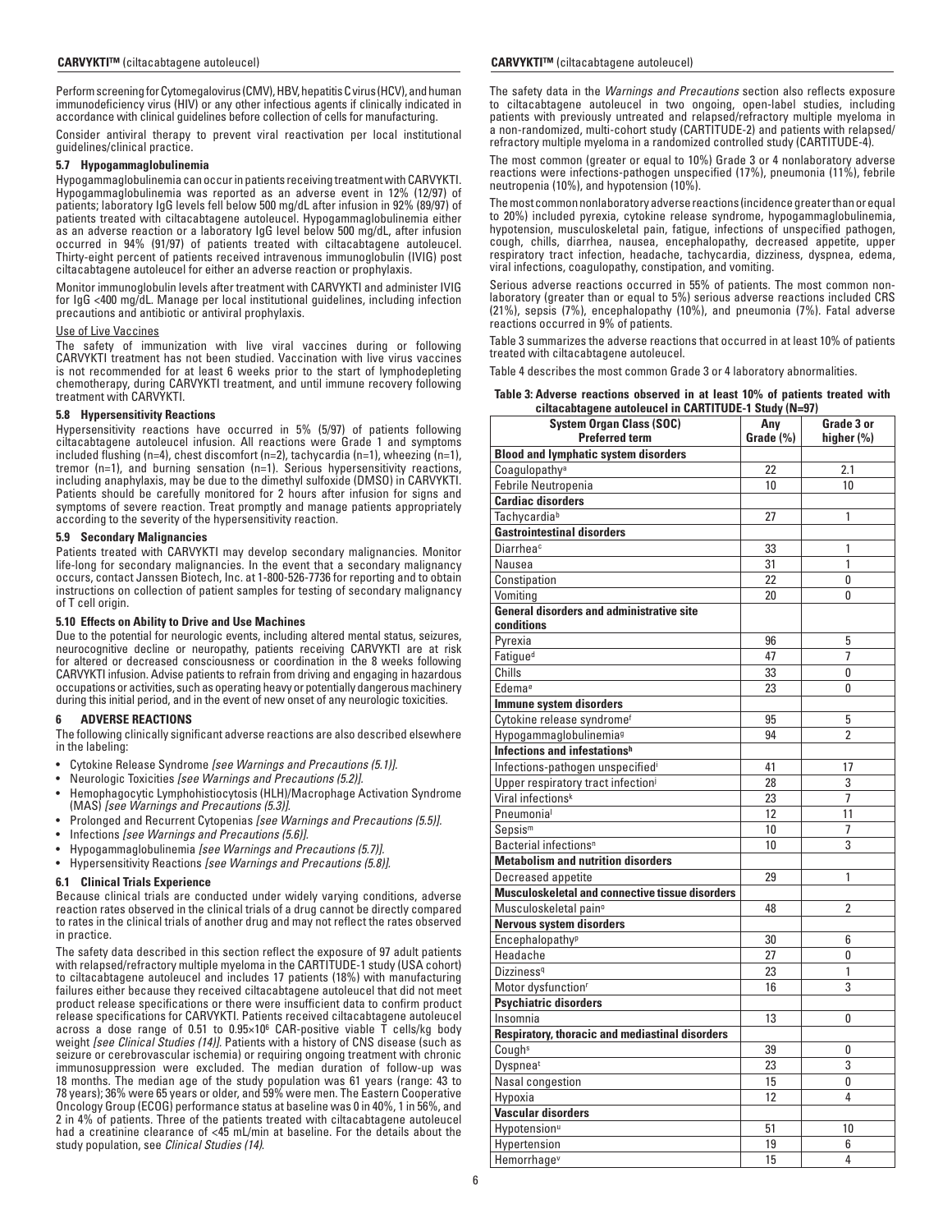Perform screening for Cytomegalovirus (CMV), HBV, hepatitis C virus (HCV), and human immunodeficiency virus (HIV) or any other infectious agents if clinically indicated in accordance with clinical guidelines before collection of cells for manufacturing.

Consider antiviral therapy to prevent viral reactivation per local institutional guidelines/clinical practice.

### 5.7 Hypogammaglobulinemia

Hypogammaglobulinemia can occur in patients receiving treatment with CARVYKTI. Hypogammaglobulinemia was reported as an adverse event in 12% (12/97) of patients; laboratory IgG levels fell below 500 mg/dL after infusion in 92% (89/97) of patients treated with ciltacabtagene autoleucel. Hypogammaglobulinemia either as an adverse reaction or a laboratory IgG level below 500 mg/dL, after infusion occurred in 94% (91/97) of patients treated with ciltacabtagene autoleucel. Thirty-eight percent of patients received intravenous immunoglobulin (IVIG) post ciltacabtagene autoleucel for either an adverse reaction or prophylaxis.

Monitor immunoglobulin levels after treatment with CARVYKTI and administer IVIG for IgG <400 mg/dL. Manage per local institutional guidelines, including infection precautions and antibiotic or antiviral prophylaxis.

Use of Live Vaccines

The safety of immunization with live viral vaccines during or following CARVYKTI treatment has not been studied. Vaccination with live virus vaccines is not recommended for at least 6 weeks prior to the start of lymphodepleting chemotherapy, during CARVYKTI treatment, and until immune recovery following treatment with CARVYKTI.

### 5.8 Hypersensitivity Reactions

Hypersensitivity reactions have occurred in 5% (5/97) of patients following ciltacabtagene autoleucel infusion. All reactions were Grade 1 and symptoms included flushing (n=4), chest discomfort (n=2), tachycardia (n=1), wheezing (n=1), tremor (n=1), and burning sensation (n=1). Serious hypersensitivity reactions, including anaphylaxis, may be due to the dimethyl sulfoxide (DMSO) in CARVYKTI. Patients should be carefully monitored for 2 hours after infusion for signs and symptoms of severe reaction. Treat promptly and manage patients appropriately according to the severity of the hypersensitivity reaction.

### 5.9 Secondary Malignancies

Patients treated with CARVYKTI may develop secondary malignancies. Monitor life-long for secondary malignancies. In the event that a secondary malignancy occurs, contact Janssen Biotech, Inc. at 1-800-526-7736 for reporting and to obtain instructions on collection of patient samples for testing of secondary malignancy of T cell origin.

### 5.10 Effects on Ability to Drive and Use Machines

Due to the potential for neurologic events, including altered mental status, seizures, neurocognitive decline or neuropathy, patients receiving CARVYKTI are at risk for altered or decreased consciousness or coordination in the 8 weeks following CARVYKTI infusion. Advise patients to refrain from driving and engaging in hazardous occupations or activities, such as operating heavy or potentially dangerous machinery during this initial period, and in the event of new onset of any neurologic toxicities.

## 6 ADVERSE REACTIONS

The following clinically significant adverse reactions are also described elsewhere in the labeling:

- Cytokine Release Syndrome *[see Warnings and Precautions (5.1)]*.
- Neurologic Toxicities *[see Warnings and Precautions (5.2)]*.
- Hemophagocytic Lymphohistiocytosis (HLH)/Macrophage Activation Syndrome (MAS) *[see Warnings and Precautions (5.3)]*.
- Prolonged and Recurrent Cytopenias *[see Warnings and Precautions (5.5)]*.
- Infections *[see Warnings and Precautions (5.6)]*.
- Hypogammaglobulinemia *[see Warnings and Precautions (5.7)]*.
- Hypersensitivity Reactions *[see Warnings and Precautions (5.8)]*.

### 6.1 Clinical Trials Experience

Because clinical trials are conducted under widely varying conditions, adverse reaction rates observed in the clinical trials of a drug cannot be directly compared to rates in the clinical trials of another drug and may not reflect the rates observed in practice.

The safety data described in this section reflect the exposure of 97 adult patients with relapsed/refractory multiple myeloma in the CARTITUDE-1 study (USA cohort) to ciltacabtagene autoleucel and includes 17 patients (18%) with manufacturing failures either because they received ciltacabtagene autoleucel that did not meet product release specifications or there were insufficient data to confirm product release specifications for CARVYKTI. Patients received ciltacabtagene autoleucel across a dose range of 0.51 to $0.95 \times 10^6$ CAR-positive viable T cells/kg body weight *[see Clinical Studies (14)]*. Patients with a history of CNS disease (such as seizure or cerebrovascular ischemia) or requiring ongoing treatment with chronic immunosuppression were excluded. The median duration of follow-up was 18 months. The median age of the study population was 61 years (range: 43 to 78 years); 36% were 65 years or older, and 59% were men. The Eastern Cooperative Oncology Group (ECOG) performance status at baseline was 0 in 40%, 1 in 56%, and 2 in 4% of patients. Three of the patients treated with ciltacabtagene autoleucel had a creatinine clearance of <45 mL/min at baseline. For the details about the study population, see *Clinical Studies (14)*.

The safety data in the *Warnings and Precautions* section also reflects exposure to ciltacabtagene autoleucel in two ongoing, open-label studies, including patients with previously untreated and relapsed/refractory multiple myeloma in a non-randomized, multi-cohort study (CARTITUDE-2) and patients with relapsed/refractory multiple myeloma in a randomized controlled study (CARTITUDE-4).

The most common (greater or equal to 10%) Grade 3 or 4 nonlaboratory adverse reactions were infections-pathogen unspecified (17%), pneumonia (11%), febrile neutropenia (10%), and hypotension (10%).

The most common nonlaboratory adverse reactions (incidence greater than or equal to 20%) included pyrexia, cytokine release syndrome, hypogammaglobulinemia, hypotension, musculoskeletal pain, fatigue, infections of unspecified pathogen, cough, chills, diarrhea, nausea, encephalopathy, decreased appetite, upper respiratory tract infection, headache, tachycardia, dizziness, dyspnea, edema, viral infections, coagulopathy, constipation, and vomiting.

Serious adverse reactions occurred in 55% of patients. The most common non-laboratory (greater than or equal to 5%) serious adverse reactions included CRS (21%), sepsis (7%), encephalopathy (10%), and pneumonia (7%). Fatal adverse reactions occurred in 9% of patients.

Table 3 summarizes the adverse reactions that occurred in at least 10% of patients treated with ciltacabtagene autoleucel.

Table 4 describes the most common Grade 3 or 4 laboratory abnormalities.

**Table 3: Adverse reactions observed in at least 10% of patients treated with ciltacabtagene autoleucel in CARTITUDE-1 Study (N=97)**

| System Organ Class (SOC) Preferred term | Any Grade (%) | Grade 3 or higher (%) |
|---|---|---|
| **Blood and lymphatic system disorders** | | |
| Coagulopathy[a] | 22 | 2.1 |
| Febrile Neutropenia | 10 | 10 |
| **Cardiac disorders** | | |
| Tachycardia[b] | 27 | 1 |
| **Gastrointestinal disorders** | | |
| Diarrhea[c] | 33 | 1 |
| Nausea | 31 | 1 |
| Constipation | 22 | 0 |
| Vomiting | 20 | 0 |
| **General disorders and administrative site conditions** | | |
| Pyrexia | 96 | 5 |
| Fatigue[d] | 47 | 7 |
| Chills | 33 | 0 |
| Edema[e] | 23 | 0 |
| **Immune system disorders** | | |
| Cytokine release syndrome[f] | 95 | 5 |
| Hypogammaglobulinemia[g] | 94 | 2 |
| **Infections and infestations[h]** | | |
| Infections-pathogen unspecified[i] | 41 | 17 |
| Upper respiratory tract infection[j] | 28 | 3 |
| Viral infections[k] | 23 | 7 |
| Pneumonia[l] | 12 | 11 |
| Sepsis[m] | 10 | 7 |
| Bacterial infections[n] | 10 | 3 |
| **Metabolism and nutrition disorders** | | |
| Decreased appetite | 29 | 1 |
| **Musculoskeletal and connective tissue disorders** | | |
| Musculoskeletal pain[o] | 48 | 2 |
| **Nervous system disorders** | | |
| Encephalopathy[p] | 30 | 6 |
| Headache | 27 | 0 |
| Dizziness[q] | 23 | 1 |
| Motor dysfunction[r] | 16 | 3 |
| **Psychiatric disorders** | | |
| Insomnia | 13 | 0 |
| **Respiratory, thoracic and mediastinal disorders** | | |
| Cough[s] | 39 | 0 |
| Dyspnea[t] | 23 | 3 |
| Nasal congestion | 15 | 0 |
| Hypoxia | 12 | 4 |
| **Vascular disorders** | | |
| Hypotension[u] | 51 | 10 |
| Hypertension | 19 | 6 |
| Hemorrhage[v] | 15 | 4 |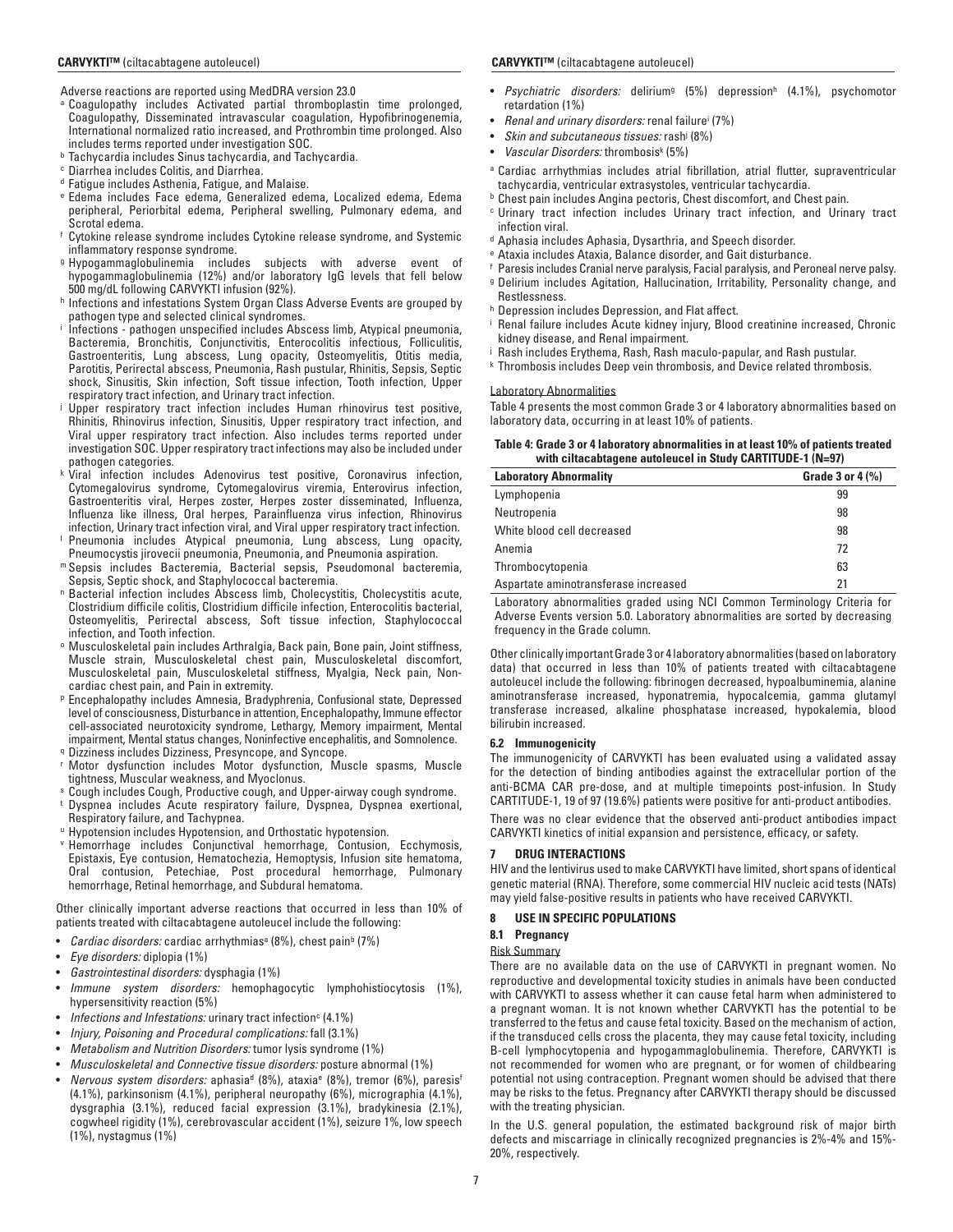Adverse reactions are reported using MedDRA version 23.0

[a] Coagulopathy includes Activated partial thromboplastin time prolonged, Coagulopathy, Disseminated intravascular coagulation, Hypofibrinogenemia, International normalized ratio increased, and Prothrombin time prolonged. Also includes terms reported under investigation SOC.

[b] Tachycardia includes Sinus tachycardia, and Tachycardia.

[c] Diarrhea includes Colitis, and Diarrhea.

[d] Fatigue includes Asthenia, Fatigue, and Malaise.

[e] Edema includes Face edema, Generalized edema, Localized edema, Edema peripheral, Periorbital edema, Peripheral swelling, Pulmonary edema, and Scrotal edema.

[f] Cytokine release syndrome includes Cytokine release syndrome, and Systemic inflammatory response syndrome.

[g] Hypogammaglobulinemia includes subjects with adverse event of hypogammaglobulinemia (12%) and/or laboratory IgG levels that fell below 500 mg/dL following CARVYKTI infusion (92%).

[h] Infections and infestations System Organ Class Adverse Events are grouped by pathogen type and selected clinical syndromes.

[i] Infections - pathogen unspecified includes Abscess limb, Atypical pneumonia, Bacteremia, Bronchitis, Conjunctivitis, Enterocolitis infectious, Folliculitis, Gastroenteritis, Lung abscess, Lung opacity, Osteomyelitis, Otitis media, Parotitis, Perirectal abscess, Pneumonia, Rash pustular, Rhinitis, Sepsis, Septic shock, Sinusitis, Skin infection, Soft tissue infection, Tooth infection, Upper respiratory tract infection, and Urinary tract infection.

[j] Upper respiratory tract infection includes Human rhinovirus test positive, Rhinitis, Rhinovirus infection, Sinusitis, Upper respiratory tract infection, and Viral upper respiratory tract infection. Also includes terms reported under investigation SOC. Upper respiratory tract infections may also be included under pathogen categories.

[k] Viral infection includes Adenovirus test positive, Coronavirus infection, Cytomegalovirus syndrome, Cytomegalovirus viremia, Enterovirus infection, Gastroenteritis viral, Herpes zoster, Herpes zoster disseminated, Influenza, Influenza like illness, Oral herpes, Parainfluenza virus infection, Rhinovirus infection, Urinary tract infection viral, and Viral upper respiratory tract infection.

[l] Pneumonia includes Atypical pneumonia, Lung abscess, Lung opacity, Pneumocystis jirovecii pneumonia, Pneumonia, and Pneumonia aspiration.

[m] Sepsis includes Bacteremia, Bacterial sepsis, Pseudomonal bacteremia, Sepsis, Septic shock, and Staphylococcal bacteremia.

[n] Bacterial infection includes Abscess limb, Cholecystitis, Cholecystitis acute, Clostridium difficile colitis, Clostridium difficile infection, Enterocolitis bacterial, Osteomyelitis, Perirectal abscess, Soft tissue infection, Staphylococcal infection, and Tooth infection.

[o] Musculoskeletal pain includes Arthralgia, Back pain, Bone pain, Joint stiffness, Muscle strain, Musculoskeletal chest pain, Musculoskeletal discomfort, Musculoskeletal pain, Musculoskeletal stiffness, Myalgia, Neck pain, Non-cardiac chest pain, and Pain in extremity.

[p] Encephalopathy includes Amnesia, Bradyphrenia, Confusional state, Depressed level of consciousness, Disturbance in attention, Encephalopathy, Immune effector cell-associated neurotoxicity syndrome, Lethargy, Memory impairment, Mental impairment, Mental status changes, Noninfective encephalitis, and Somnolence.

[q] Dizziness includes Dizziness, Presyncope, and Syncope.

[r] Motor dysfunction includes Motor dysfunction, Muscle spasms, Muscle tightness, Muscular weakness, and Myoclonus.

[s] Cough includes Cough, Productive cough, and Upper-airway cough syndrome.

[t] Dyspnea includes Acute respiratory failure, Dyspnea, Dyspnea exertional, Respiratory failure, and Tachypnea.

[u] Hypotension includes Hypotension, and Orthostatic hypotension.

[v] Hemorrhage includes Conjunctival hemorrhage, Contusion, Ecchymosis, Epistaxis, Eye contusion, Hematochezia, Hemoptysis, Infusion site hematoma, Oral contusion, Petechiae, Post procedural hemorrhage, Pulmonary hemorrhage, Retinal hemorrhage, and Subdural hematoma.

Other clinically important adverse reactions that occurred in less than 10% of patients treated with ciltacabtagene autoleucel include the following:

- *Cardiac disorders:* cardiac arrhythmias[a] (8%), chest pain[b] (7%)
- *Eye disorders:* diplopia (1%)
- *Gastrointestinal disorders:* dysphagia (1%)
- *Immune system disorders:* hemophagocytic lymphohistiocytosis (1%), hypersensitivity reaction (5%)
- *Infections and Infestations:* urinary tract infection[c] (4.1%)
- *Injury, Poisoning and Procedural complications:* fall (3.1%)
- *Metabolism and Nutrition Disorders:* tumor lysis syndrome (1%)
- *Musculoskeletal and Connective tissue disorders:* posture abnormal (1%)
- *Nervous system disorders:* aphasia[d] (8%), ataxia[e] (8%), tremor (6%), paresis[f] (4.1%), parkinsonism (4.1%), peripheral neuropathy (6%), micrographia (4.1%), dysgraphia (3.1%), reduced facial expression (3.1%), bradykinesia (2.1%), cogwheel rigidity (1%), cerebrovascular accident (1%), seizure 1%, low speech (1%), nystagmus (1%)
- *Psychiatric disorders:* delirium[g] (5%) depression[h] (4.1%), psychomotor retardation (1%)
- *Renal and urinary disorders:* renal failure[i] (7%)
- *Skin and subcutaneous tissues:* rash[j] (8%)
- *Vascular Disorders:* thrombosis[k] (5%)

[a] Cardiac arrhythmias includes atrial fibrillation, atrial flutter, supraventricular tachycardia, ventricular extrasystoles, ventricular tachycardia.

[b] Chest pain includes Angina pectoris, Chest discomfort, and Chest pain.

[c] Urinary tract infection includes Urinary tract infection, and Urinary tract infection viral.

[d] Aphasia includes Aphasia, Dysarthria, and Speech disorder.

[e] Ataxia includes Ataxia, Balance disorder, and Gait disturbance.

[f] Paresis includes Cranial nerve paralysis, Facial paralysis, and Peroneal nerve palsy.

[g] Delirium includes Agitation, Hallucination, Irritability, Personality change, and Restlessness.

[h] Depression includes Depression, and Flat affect.

[i] Renal failure includes Acute kidney injury, Blood creatinine increased, Chronic kidney disease, and Renal impairment.

[j] Rash includes Erythema, Rash, Rash maculo-papular, and Rash pustular.

[k] Thrombosis includes Deep vein thrombosis, and Device related thrombosis.

Laboratory Abnormalities

Table 4 presents the most common Grade 3 or 4 laboratory abnormalities based on laboratory data, occurring in at least 10% of patients.

**Table 4: Grade 3 or 4 laboratory abnormalities in at least 10% of patients treated with ciltacabtagene autoleucel in Study CARTITUDE-1 (N=97)**

| Laboratory Abnormality | Grade 3 or 4 (%) |
|---|---|
| Lymphopenia | 99 |
| Neutropenia | 98 |
| White blood cell decreased | 98 |
| Anemia | 72 |
| Thrombocytopenia | 63 |
| Aspartate aminotransferase increased | 21 |

Laboratory abnormalities graded using NCI Common Terminology Criteria for Adverse Events version 5.0. Laboratory abnormalities are sorted by decreasing frequency in the Grade column.

Other clinically important Grade 3 or 4 laboratory abnormalities (based on laboratory data) that occurred in less than 10% of patients treated with ciltacabtagene autoleucel include the following: fibrinogen decreased, hypoalbuminemia, alanine aminotransferase increased, hyponatremia, hypocalcemia, gamma glutamyl transferase increased, alkaline phosphatase increased, hypokalemia, blood bilirubin increased.

### 6.2 Immunogenicity

The immunogenicity of CARVYKTI has been evaluated using a validated assay for the detection of binding antibodies against the extracellular portion of the anti-BCMA CAR pre-dose, and at multiple timepoints post-infusion. In Study CARTITUDE-1, 19 of 97 (19.6%) patients were positive for anti-product antibodies.

There was no clear evidence that the observed anti-product antibodies impact CARVYKTI kinetics of initial expansion and persistence, efficacy, or safety.

## 7 DRUG INTERACTIONS

HIV and the lentivirus used to make CARVYKTI have limited, short spans of identical genetic material (RNA). Therefore, some commercial HIV nucleic acid tests (NATs) may yield false-positive results in patients who have received CARVYKTI.

## 8 USE IN SPECIFIC POPULATIONS

### 8.1 Pregnancy

Risk Summary

There are no available data on the use of CARVYKTI in pregnant women. No reproductive and developmental toxicity studies in animals have been conducted with CARVYKTI to assess whether it can cause fetal harm when administered to a pregnant woman. It is not known whether CARVYKTI has the potential to be transferred to the fetus and cause fetal toxicity. Based on the mechanism of action, if the transduced cells cross the placenta, they may cause fetal toxicity, including B-cell lymphocytopenia and hypogammaglobulinemia. Therefore, CARVYKTI is not recommended for women who are pregnant, or for women of childbearing potential not using contraception. Pregnant women should be advised that there may be risks to the fetus. Pregnancy after CARVYKTI therapy should be discussed with the treating physician.

In the U.S. general population, the estimated background risk of major birth defects and miscarriage in clinically recognized pregnancies is 2%-4% and 15%-20%, respectively.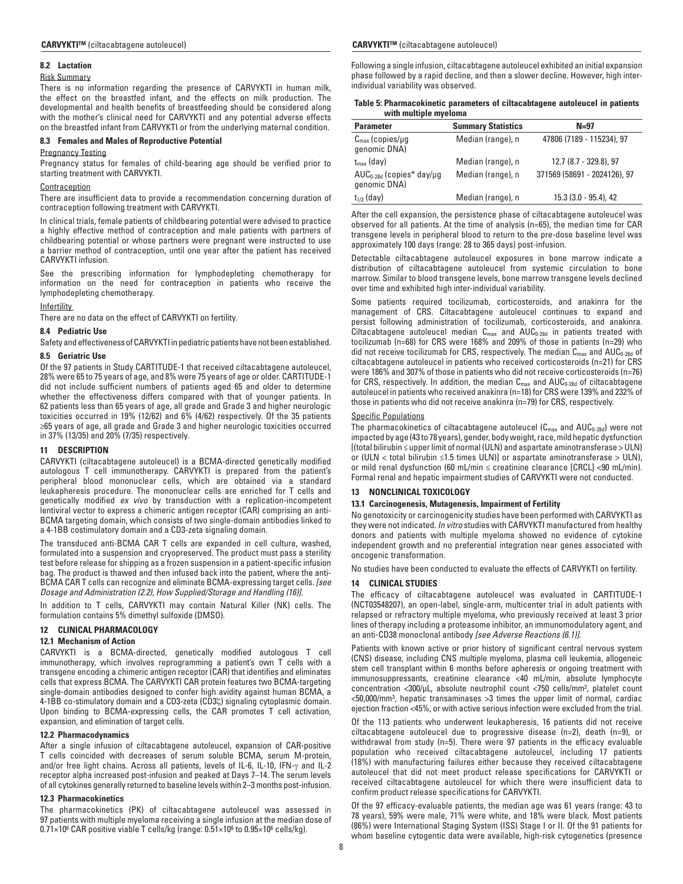### 8.2 Lactation

Risk Summary

There is no information regarding the presence of CARVYKTI in human milk, the effect on the breastfed infant, and the effects on milk production. The developmental and health benefits of breastfeeding should be considered along with the mother's clinical need for CARVYKTI and any potential adverse effects on the breastfed infant from CARVYKTI or from the underlying maternal condition.

### 8.3 Females and Males of Reproductive Potential

Pregnancy Testing

Pregnancy status for females of child-bearing age should be verified prior to starting treatment with CARVYKTI.

Contraception

There are insufficient data to provide a recommendation concerning duration of contraception following treatment with CARVYKTI.

In clinical trials, female patients of childbearing potential were advised to practice a highly effective method of contraception and male patients with partners of childbearing potential or whose partners were pregnant were instructed to use a barrier method of contraception, until one year after the patient has received CARVYKTI infusion.

See the prescribing information for lymphodepleting chemotherapy for information on the need for contraception in patients who receive the lymphodepleting chemotherapy.

Infertility

There are no data on the effect of CARVYKTI on fertility.

### 8.4 Pediatric Use

Safety and effectiveness of CARVYKTI in pediatric patients have not been established.

### 8.5 Geriatric Use

Of the 97 patients in Study CARTITUDE-1 that received ciltacabtagene autoleucel, 28% were 65 to 75 years of age, and 8% were 75 years of age or older. CARTITUDE-1 did not include sufficient numbers of patients aged 65 and older to determine whether the effectiveness differs compared with that of younger patients. In 62 patients less than 65 years of age, all grade and Grade 3 and higher neurologic toxicities occurred in 19% (12/62) and 6% (4/62) respectively. Of the 35 patients ≥65 years of age, all grade and Grade 3 and higher neurologic toxicities occurred in 37% (13/35) and 20% (7/35) respectively.

## 11 DESCRIPTION

CARVYKTI (ciltacabtagene autoleucel) is a BCMA-directed genetically modified autologous T cell immunotherapy. CARVYKTI is prepared from the patient's peripheral blood mononuclear cells, which are obtained via a standard leukapheresis procedure. The mononuclear cells are enriched for T cells and genetically modified *ex vivo* by transduction with a replication-incompetent lentiviral vector to express a chimeric antigen receptor (CAR) comprising an anti-BCMA targeting domain, which consists of two single-domain antibodies linked to a 4-1BB costimulatory domain and a CD3-zeta signaling domain.

The transduced anti-BCMA CAR T cells are expanded in cell culture, washed, formulated into a suspension and cryopreserved. The product must pass a sterility test before release for shipping as a frozen suspension in a patient-specific infusion bag. The product is thawed and then infused back into the patient, where the anti-BCMA CAR T cells can recognize and eliminate BCMA-expressing target cells. *[see Dosage and Administration (2.2), How Supplied/Storage and Handling (16)]*.

In addition to T cells, CARVYKTI may contain Natural Killer (NK) cells. The formulation contains 5% dimethyl sulfoxide (DMSO).

## 12 CLINICAL PHARMACOLOGY

### 12.1 Mechanism of Action

CARVYKTI is a BCMA-directed, genetically modified autologous T cell immunotherapy, which involves reprogramming a patient's own T cells with a transgene encoding a chimeric antigen receptor (CAR) that identifies and eliminates cells that express BCMA. The CARVYKTI CAR protein features two BCMA-targeting single-domain antibodies designed to confer high avidity against human BCMA, a 4-1BB co-stimulatory domain and a CD3-zeta (CD3ζ) signaling cytoplasmic domain. Upon binding to BCMA-expressing cells, the CAR promotes T cell activation, expansion, and elimination of target cells.

### 12.2 Pharmacodynamics

After a single infusion of ciltacabtagene autoleucel, expansion of CAR-positive T cells coincided with decreases of serum soluble BCMA, serum M-protein, and/or free light chains. Across all patients, levels of IL-6, IL-10, IFN-γ and IL-2 receptor alpha increased post-infusion and peaked at Days 7–14. The serum levels of all cytokines generally returned to baseline levels within 2–3 months post-infusion.

### 12.3 Pharmacokinetics

The pharmacokinetics (PK) of ciltacabtagene autoleucel was assessed in 97 patients with multiple myeloma receiving a single infusion at the median dose of $0.71 \times 10^6$ CAR positive viable T cells/kg (range: $0.51 \times 10^6$ to $0.95 \times 10^6$ cells/kg).

Following a single infusion, ciltacabtagene autoleucel exhibited an initial expansion phase followed by a rapid decline, and then a slower decline. However, high inter-individual variability was observed.

**Table 5: Pharmacokinetic parameters of ciltacabtagene autoleucel in patients with multiple myeloma**

| Parameter | Summary Statistics | N=97 |
|---|---|---|
| $C_{max}$ (copies/µg genomic DNA) | Median (range), n | 47806 (7189 - 115234), 97 |
| $t_{max}$ (day) | Median (range), n | 12.7 (8.7 - 329.8), 97 |
| $AUC_{0\text{-}28d}$ (copies* day/µg genomic DNA) | Median (range), n | 371569 (58691 - 2024126), 97 |
| $t_{1/2}$ (day) | Median (range), n | 15.3 (3.0 - 95.4), 42 |

After the cell expansion, the persistence phase of ciltacabtagene autoleucel was observed for all patients. At the time of analysis (n=65), the median time for CAR transgene levels in peripheral blood to return to the pre-dose baseline level was approximately 100 days (range: 28 to 365 days) post-infusion.

Detectable ciltacabtagene autoleucel exposures in bone marrow indicate a distribution of ciltacabtagene autoleucel from systemic circulation to bone marrow. Similar to blood transgene levels, bone marrow transgene levels declined over time and exhibited high inter-individual variability.

Some patients required tocilizumab, corticosteroids, and anakinra for the management of CRS. Ciltacabtagene autoleucel continues to expand and persist following administration of tocilizumab, corticosteroids, and anakinra. Ciltacabtagene autoleucel median $C_{max}$ and $AUC_{0\text{-}28d}$ in patients treated with tocilizumab (n=68) for CRS were 168% and 209% of those in patients (n=29) who did not receive tocilizumab for CRS, respectively. The median $C_{max}$ and $AUC_{0\text{-}28d}$ of ciltacabtagene autoleucel in patients who received corticosteroids (n=21) for CRS were 186% and 307% of those in patients who did not receive corticosteroids (n=76) for CRS, respectively. In addition, the median $C_{max}$ and $AUC_{0\text{-}28d}$ of ciltacabtagene autoleucel in patients who received anakinra (n=18) for CRS were 139% and 232% of those in patients who did not receive anakinra (n=79) for CRS, respectively.

Specific Populations

The pharmacokinetics of ciltacabtagene autoleucel ($C_{max}$ and $AUC_{0\text{-}28d}$) were not impacted by age (43 to 78 years), gender, body weight, race, mild hepatic dysfunction [(total bilirubin ≤ upper limit of normal (ULN) and aspartate aminotransferase > ULN) or (ULN < total bilirubin ≤1.5 times ULN)] or aspartate aminotransferase > ULN), or mild renal dysfunction (60 mL/min ≤ creatinine clearance [CRCL] <90 mL/min). Formal renal and hepatic impairment studies of CARVYKTI were not conducted.

## 13 NONCLINICAL TOXICOLOGY

### 13.1 Carcinogenesis, Mutagenesis, Impairment of Fertility

No genotoxicity or carcinogenicity studies have been performed with CARVYKTI as they were not indicated. *In vitro* studies with CARVYKTI manufactured from healthy donors and patients with multiple myeloma showed no evidence of cytokine independent growth and no preferential integration near genes associated with oncogenic transformation.

No studies have been conducted to evaluate the effects of CARVYKTI on fertility.

## 14 CLINICAL STUDIES

The efficacy of ciltacabtagene autoleucel was evaluated in CARTITUDE-1 (NCT03548207), an open-label, single-arm, multicenter trial in adult patients with relapsed or refractory multiple myeloma, who previously received at least 3 prior lines of therapy including a proteasome inhibitor, an immunomodulatory agent, and an anti-CD38 monoclonal antibody *[see Adverse Reactions (6.1)]*.

Patients with known active or prior history of significant central nervous system (CNS) disease, including CNS multiple myeloma, plasma cell leukemia, allogeneic stem cell transplant within 6 months before apheresis or ongoing treatment with immunosuppressants, creatinine clearance <40 mL/min, absolute lymphocyte concentration <300/µL, absolute neutrophil count <750 cells/mm³, platelet count <50,000/mm³, hepatic transaminases >3 times the upper limit of normal, cardiac ejection fraction <45%, or with active serious infection were excluded from the trial.

Of the 113 patients who underwent leukapheresis, 16 patients did not receive ciltacabtagene autoleucel due to progressive disease (n=2), death (n=9), or withdrawal from study (n=5). There were 97 patients in the efficacy evaluable population who received ciltacabtagene autoleucel, including 17 patients (18%) with manufacturing failures either because they received ciltacabtagene autoleucel that did not meet product release specifications for CARVYKTI or received ciltacabtagene autoleucel for which there were insufficient data to confirm product release specifications for CARVYKTI.

Of the 97 efficacy-evaluable patients, the median age was 61 years (range: 43 to 78 years), 59% were male, 71% were white, and 18% were black. Most patients (86%) were International Staging System (ISS) Stage I or II. Of the 91 patients for whom baseline cytogentic data were available, high-risk cytogenetics (presence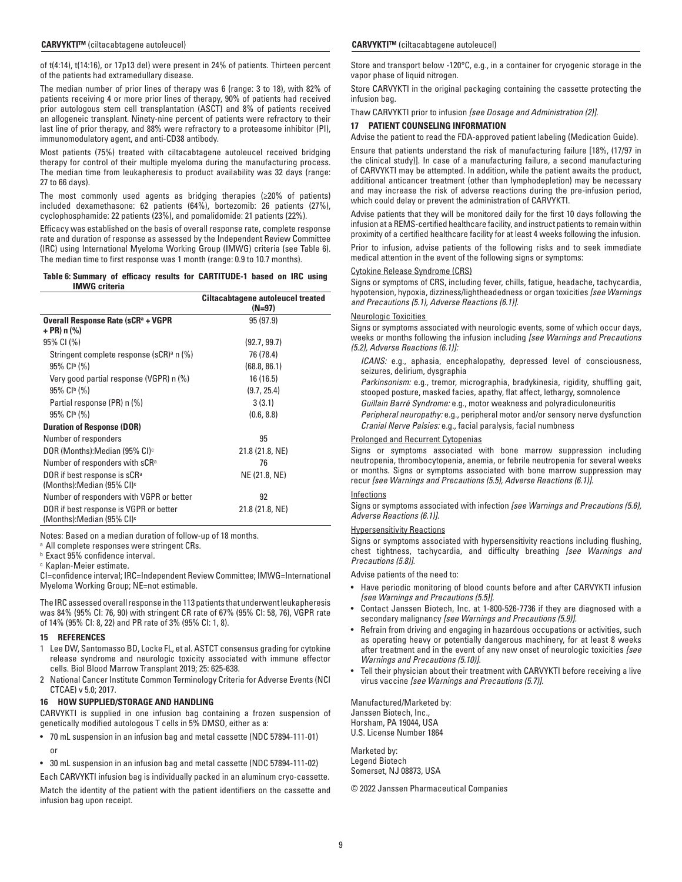of t(4:14), t(14:16), or 17p13 del) were present in 24% of patients. Thirteen percent of the patients had extramedullary disease.

The median number of prior lines of therapy was 6 (range: 3 to 18), with 82% of patients receiving 4 or more prior lines of therapy, 90% of patients had received prior autologous stem cell transplantation (ASCT) and 8% of patients received an allogeneic transplant. Ninety-nine percent of patients were refractory to their last line of prior therapy, and 88% were refractory to a proteasome inhibitor (PI), immunomodulatory agent, and anti-CD38 antibody.

Most patients (75%) treated with ciltacabtagene autoleucel received bridging therapy for control of their multiple myeloma during the manufacturing process. The median time from leukapheresis to product availability was 32 days (range: 27 to 66 days).

The most commonly used agents as bridging therapies (≥20% of patients) included dexamethasone: 62 patients (64%), bortezomib: 26 patients (27%), cyclophosphamide: 22 patients (23%), and pomalidomide: 21 patients (22%).

Efficacy was established on the basis of overall response rate, complete response rate and duration of response as assessed by the Independent Review Committee (IRC) using International Myeloma Working Group (IMWG) criteria (see Table 6). The median time to first response was 1 month (range: 0.9 to 10.7 months).

**Table 6: Summary of efficacy results for CARTITUDE-1 based on IRC using IMWG criteria**

| | Ciltacabtagene autoleucel treated (N=97) |
|---|---|
| **Overall Response Rate (sCR[a] + VGPR + PR) n (%)** | 95 (97.9) |
| 95% CI (%) | (92.7, 99.7) |
| Stringent complete response (sCR)[a] n (%) | 76 (78.4) |
| 95% CI[b] (%) | (68.8, 86.1) |
| Very good partial response (VGPR) n (%) | 16 (16.5) |
| 95% CI[b] (%) | (9.7, 25.4) |
| Partial response (PR) n (%) | 3 (3.1) |
| 95% CI[b] (%) | (0.6, 8.8) |
| **Duration of Response (DOR)** | |
| Number of responders | 95 |
| DOR (Months):Median (95% CI)[c] | 21.8 (21.8, NE) |
| Number of responders with sCR[a] | 76 |
| DOR if best response is sCR[a] (Months):Median (95% CI)[c] | NE (21.8, NE) |
| Number of responders with VGPR or better | 92 |
| DOR if best response is VGPR or better (Months):Median (95% CI)[c] | 21.8 (21.8, NE) |

Notes: Based on a median duration of follow-up of 18 months.
[a] All complete responses were stringent CRs.
[b] Exact 95% confidence interval.
[c] Kaplan-Meier estimate.
CI=confidence interval; IRC=Independent Review Committee; IMWG=International Myeloma Working Group; NE=not estimable.

The IRC assessed overall response in the 113 patients that underwent leukapheresis was 84% (95% CI: 76, 90) with stringent CR rate of 67% (95% CI: 58, 76), VGPR rate of 14% (95% CI: 8, 22) and PR rate of 3% (95% CI: 1, 8).

## 15 REFERENCES

1. Lee DW, Santomasso BD, Locke FL, et al. ASTCT consensus grading for cytokine release syndrome and neurologic toxicity associated with immune effector cells. Biol Blood Marrow Transplant 2019; 25: 625-638.
2. National Cancer Institute Common Terminology Criteria for Adverse Events (NCI CTCAE) v 5.0; 2017.

## 16 HOW SUPPLIED/STORAGE AND HANDLING

CARVYKTI is supplied in one infusion bag containing a frozen suspension of genetically modified autologous T cells in 5% DMSO, either as a:

- 70 mL suspension in an infusion bag and metal cassette (NDC 57894-111-01)
  or
- 30 mL suspension in an infusion bag and metal cassette (NDC 57894-111-02)

Each CARVYKTI infusion bag is individually packed in an aluminum cryo-cassette.

Match the identity of the patient with the patient identifiers on the cassette and infusion bag upon receipt.

Store and transport below -120°C, e.g., in a container for cryogenic storage in the vapor phase of liquid nitrogen.

Store CARVYKTI in the original packaging containing the cassette protecting the infusion bag.

Thaw CARVYKTI prior to infusion *[see Dosage and Administration (2)]*.

## 17 PATIENT COUNSELING INFORMATION

Advise the patient to read the FDA-approved patient labeling (Medication Guide).

Ensure that patients understand the risk of manufacturing failure [18%, (17/97 in the clinical study)]. In case of a manufacturing failure, a second manufacturing of CARVYKTI may be attempted. In addition, while the patient awaits the product, additional anticancer treatment (other than lymphodepletion) may be necessary and may increase the risk of adverse reactions during the pre-infusion period, which could delay or prevent the administration of CARVYKTI.

Advise patients that they will be monitored daily for the first 10 days following the infusion at a REMS-certified healthcare facility, and instruct patients to remain within proximity of a certified healthcare facility for at least 4 weeks following the infusion.

Prior to infusion, advise patients of the following risks and to seek immediate medical attention in the event of the following signs or symptoms:

Cytokine Release Syndrome (CRS)

Signs or symptoms of CRS, including fever, chills, fatigue, headache, tachycardia, hypotension, hypoxia, dizziness/lightheadedness or organ toxicities *[see Warnings and Precautions (5.1), Adverse Reactions (6.1)]*.

Neurologic Toxicities

Signs or symptoms associated with neurologic events, some of which occur days, weeks or months following the infusion including *[see Warnings and Precautions (5.2), Adverse Reactions (6.1)]*:

*ICANS:* e.g., aphasia, encephalopathy, depressed level of consciousness, seizures, delirium, dysgraphia

*Parkinsonism:* e.g., tremor, micrographia, bradykinesia, rigidity, shuffling gait, stooped posture, masked facies, apathy, flat affect, lethargy, somnolence

*Guillain Barré Syndrome:* e.g., motor weakness and polyradiculoneuritis

*Peripheral neuropathy:* e.g., peripheral motor and/or sensory nerve dysfunction

*Cranial Nerve Palsies:* e.g., facial paralysis, facial numbness

Prolonged and Recurrent Cytopenias

Signs or symptoms associated with bone marrow suppression including neutropenia, thrombocytopenia, anemia, or febrile neutropenia for several weeks or months. Signs or symptoms associated with bone marrow suppression may recur *[see Warnings and Precautions (5.5), Adverse Reactions (6.1)]*.

Infections

Signs or symptoms associated with infection *[see Warnings and Precautions (5.6), Adverse Reactions (6.1)]*.

Hypersensitivity Reactions

Signs or symptoms associated with hypersensitivity reactions including flushing, chest tightness, tachycardia, and difficulty breathing *[see Warnings and Precautions (5.8)]*.

Advise patients of the need to:

- Have periodic monitoring of blood counts before and after CARVYKTI infusion *[see Warnings and Precautions (5.5)]*.
- Contact Janssen Biotech, Inc. at 1-800-526-7736 if they are diagnosed with a secondary malignancy *[see Warnings and Precautions (5.9)]*.
- Refrain from driving and engaging in hazardous occupations or activities, such as operating heavy or potentially dangerous machinery, for at least 8 weeks after treatment and in the event of any new onset of neurologic toxicities *[see Warnings and Precautions (5.10)]*.
- Tell their physician about their treatment with CARVYKTI before receiving a live virus vaccine *[see Warnings and Precautions (5.7)]*.

Manufactured/Marketed by:
Janssen Biotech, Inc.,
Horsham, PA 19044, USA
U.S. License Number 1864

Marketed by:
Legend Biotech
Somerset, NJ 08873, USA

© 2022 Janssen Pharmaceutical Companies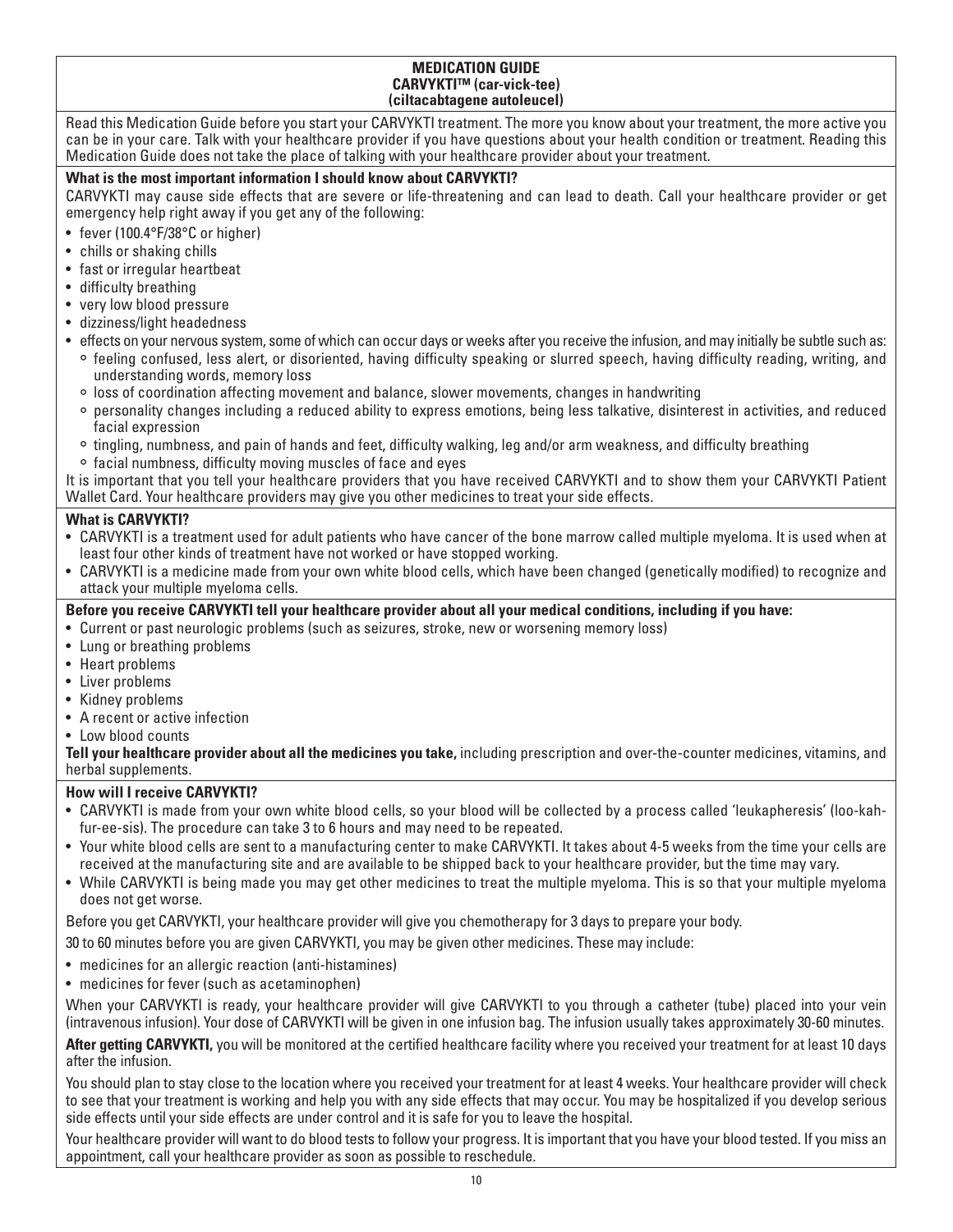# MEDICATION GUIDE
## CARVYKTI™ (car-vick-tee)
## (ciltacabtagene autoleucel)

Read this Medication Guide before you start your CARVYKTI treatment. The more you know about your treatment, the more active you can be in your care. Talk with your healthcare provider if you have questions about your health condition or treatment. Reading this Medication Guide does not take the place of talking with your healthcare provider about your treatment.

**What is the most important information I should know about CARVYKTI?**

CARVYKTI may cause side effects that are severe or life-threatening and can lead to death. Call your healthcare provider or get emergency help right away if you get any of the following:

- fever (100.4°F/38°C or higher)
- chills or shaking chills
- fast or irregular heartbeat
- difficulty breathing
- very low blood pressure
- dizziness/light headedness
- effects on your nervous system, some of which can occur days or weeks after you receive the infusion, and may initially be subtle such as:
  - feeling confused, less alert, or disoriented, having difficulty speaking or slurred speech, having difficulty reading, writing, and understanding words, memory loss
  - loss of coordination affecting movement and balance, slower movements, changes in handwriting
  - personality changes including a reduced ability to express emotions, being less talkative, disinterest in activities, and reduced facial expression
  - tingling, numbness, and pain of hands and feet, difficulty walking, leg and/or arm weakness, and difficulty breathing
  - facial numbness, difficulty moving muscles of face and eyes

It is important that you tell your healthcare providers that you have received CARVYKTI and to show them your CARVYKTI Patient Wallet Card. Your healthcare providers may give you other medicines to treat your side effects.

**What is CARVYKTI?**

- CARVYKTI is a treatment used for adult patients who have cancer of the bone marrow called multiple myeloma. It is used when at least four other kinds of treatment have not worked or have stopped working.
- CARVYKTI is a medicine made from your own white blood cells, which have been changed (genetically modified) to recognize and attack your multiple myeloma cells.

**Before you receive CARVYKTI tell your healthcare provider about all your medical conditions, including if you have:**

- Current or past neurologic problems (such as seizures, stroke, new or worsening memory loss)
- Lung or breathing problems
- Heart problems
- Liver problems
- Kidney problems
- A recent or active infection
- Low blood counts

**Tell your healthcare provider about all the medicines you take,** including prescription and over-the-counter medicines, vitamins, and herbal supplements.

**How will I receive CARVYKTI?**

- CARVYKTI is made from your own white blood cells, so your blood will be collected by a process called 'leukapheresis' (loo-kah-fur-ee-sis). The procedure can take 3 to 6 hours and may need to be repeated.
- Your white blood cells are sent to a manufacturing center to make CARVYKTI. It takes about 4-5 weeks from the time your cells are received at the manufacturing site and are available to be shipped back to your healthcare provider, but the time may vary.
- While CARVYKTI is being made you may get other medicines to treat the multiple myeloma. This is so that your multiple myeloma does not get worse.

Before you get CARVYKTI, your healthcare provider will give you chemotherapy for 3 days to prepare your body.

30 to 60 minutes before you are given CARVYKTI, you may be given other medicines. These may include:

- medicines for an allergic reaction (anti-histamines)
- medicines for fever (such as acetaminophen)

When your CARVYKTI is ready, your healthcare provider will give CARVYKTI to you through a catheter (tube) placed into your vein (intravenous infusion). Your dose of CARVYKTI will be given in one infusion bag. The infusion usually takes approximately 30-60 minutes.

**After getting CARVYKTI,** you will be monitored at the certified healthcare facility where you received your treatment for at least 10 days after the infusion.

You should plan to stay close to the location where you received your treatment for at least 4 weeks. Your healthcare provider will check to see that your treatment is working and help you with any side effects that may occur. You may be hospitalized if you develop serious side effects until your side effects are under control and it is safe for you to leave the hospital.

Your healthcare provider will want to do blood tests to follow your progress. It is important that you have your blood tested. If you miss an appointment, call your healthcare provider as soon as possible to reschedule.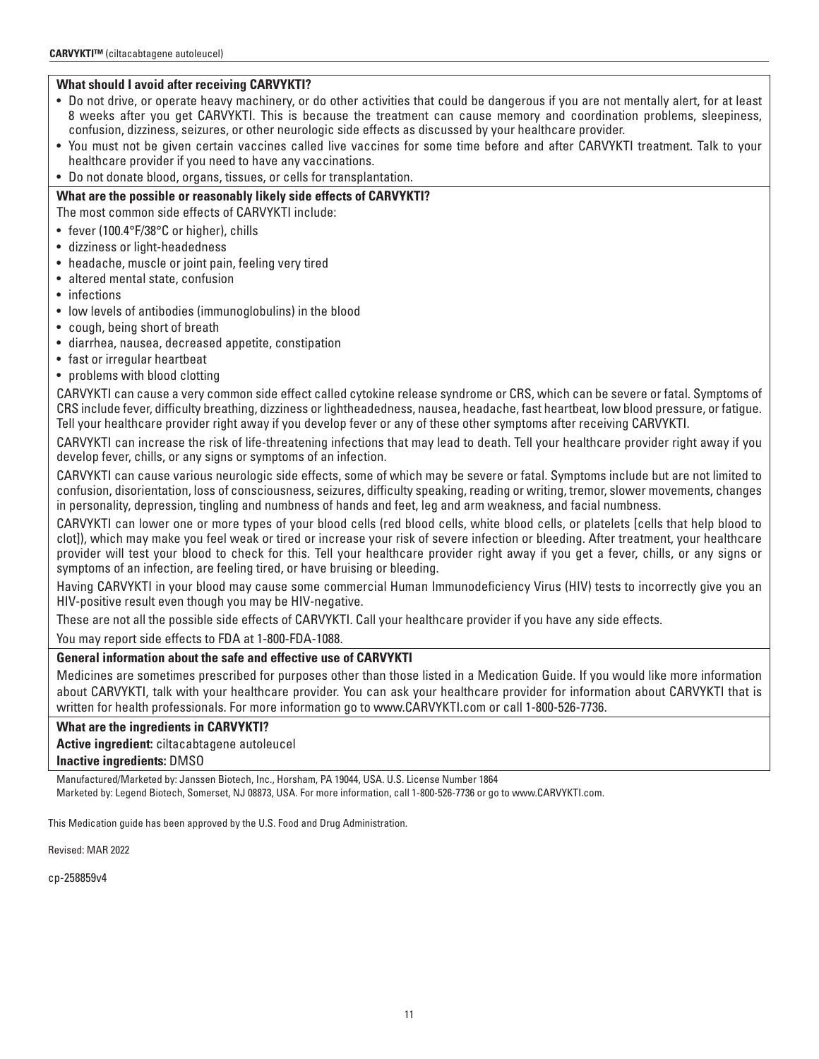**What should I avoid after receiving CARVYKTI?**

- Do not drive, or operate heavy machinery, or do other activities that could be dangerous if you are not mentally alert, for at least 8 weeks after you get CARVYKTI. This is because the treatment can cause memory and coordination problems, sleepiness, confusion, dizziness, seizures, or other neurologic side effects as discussed by your healthcare provider.
- You must not be given certain vaccines called live vaccines for some time before and after CARVYKTI treatment. Talk to your healthcare provider if you need to have any vaccinations.
- Do not donate blood, organs, tissues, or cells for transplantation.

**What are the possible or reasonably likely side effects of CARVYKTI?**

The most common side effects of CARVYKTI include:

- fever (100.4°F/38°C or higher), chills
- dizziness or light-headedness
- headache, muscle or joint pain, feeling very tired
- altered mental state, confusion
- infections
- low levels of antibodies (immunoglobulins) in the blood
- cough, being short of breath
- diarrhea, nausea, decreased appetite, constipation
- fast or irregular heartbeat
- problems with blood clotting

CARVYKTI can cause a very common side effect called cytokine release syndrome or CRS, which can be severe or fatal. Symptoms of CRS include fever, difficulty breathing, dizziness or lightheadedness, nausea, headache, fast heartbeat, low blood pressure, or fatigue. Tell your healthcare provider right away if you develop fever or any of these other symptoms after receiving CARVYKTI.

CARVYKTI can increase the risk of life-threatening infections that may lead to death. Tell your healthcare provider right away if you develop fever, chills, or any signs or symptoms of an infection.

CARVYKTI can cause various neurologic side effects, some of which may be severe or fatal. Symptoms include but are not limited to confusion, disorientation, loss of consciousness, seizures, difficulty speaking, reading or writing, tremor, slower movements, changes in personality, depression, tingling and numbness of hands and feet, leg and arm weakness, and facial numbness.

CARVYKTI can lower one or more types of your blood cells (red blood cells, white blood cells, or platelets [cells that help blood to clot]), which may make you feel weak or tired or increase your risk of severe infection or bleeding. After treatment, your healthcare provider will test your blood to check for this. Tell your healthcare provider right away if you get a fever, chills, or any signs or symptoms of an infection, are feeling tired, or have bruising or bleeding.

Having CARVYKTI in your blood may cause some commercial Human Immunodeficiency Virus (HIV) tests to incorrectly give you an HIV-positive result even though you may be HIV-negative.

These are not all the possible side effects of CARVYKTI. Call your healthcare provider if you have any side effects.

You may report side effects to FDA at 1-800-FDA-1088.

**General information about the safe and effective use of CARVYKTI**

Medicines are sometimes prescribed for purposes other than those listed in a Medication Guide. If you would like more information about CARVYKTI, talk with your healthcare provider. You can ask your healthcare provider for information about CARVYKTI that is written for health professionals. For more information go to www.CARVYKTI.com or call 1-800-526-7736.

**What are the ingredients in CARVYKTI?**

**Active ingredient:** ciltacabtagene autoleucel

**Inactive ingredients:** DMSO

Manufactured/Marketed by: Janssen Biotech, Inc., Horsham, PA 19044, USA. U.S. License Number 1864
Marketed by: Legend Biotech, Somerset, NJ 08873, USA. For more information, call 1-800-526-7736 or go to www.CARVYKTI.com.

This Medication guide has been approved by the U.S. Food and Drug Administration.

Revised: MAR 2022

cp-258859v4